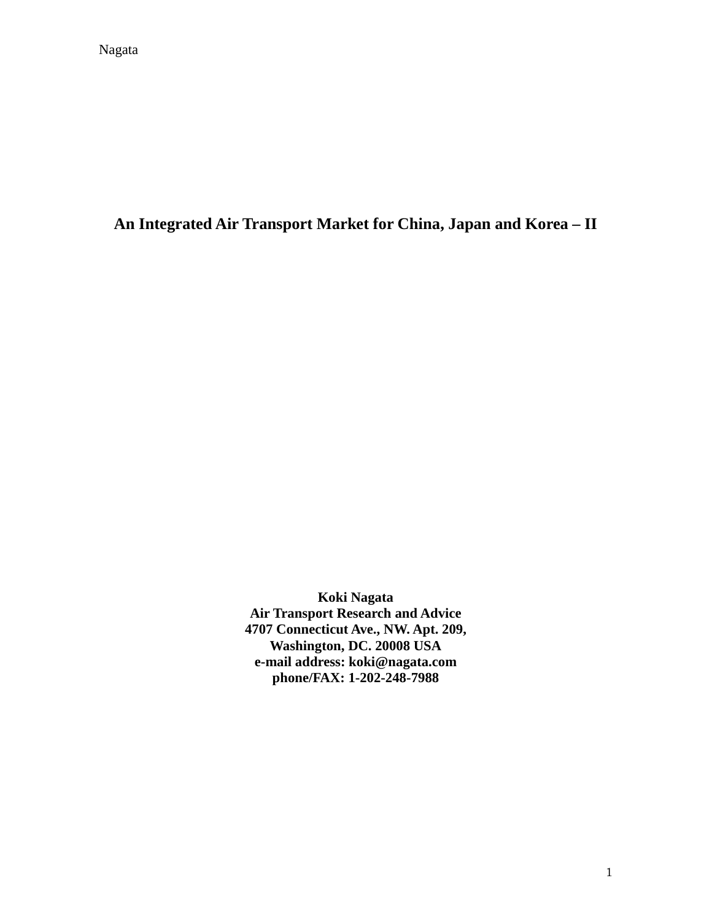# An Integrated Air Transport Market for China, Japan and Korea – II

**Koki Nagata**
**Air Transport Research and Advice**
**4707 Connecticut Ave., NW. Apt. 209,**
**Washington, DC. 20008 USA**
**e-mail address: koki@nagata.com**
**phone/FAX: 1-202-248-7988**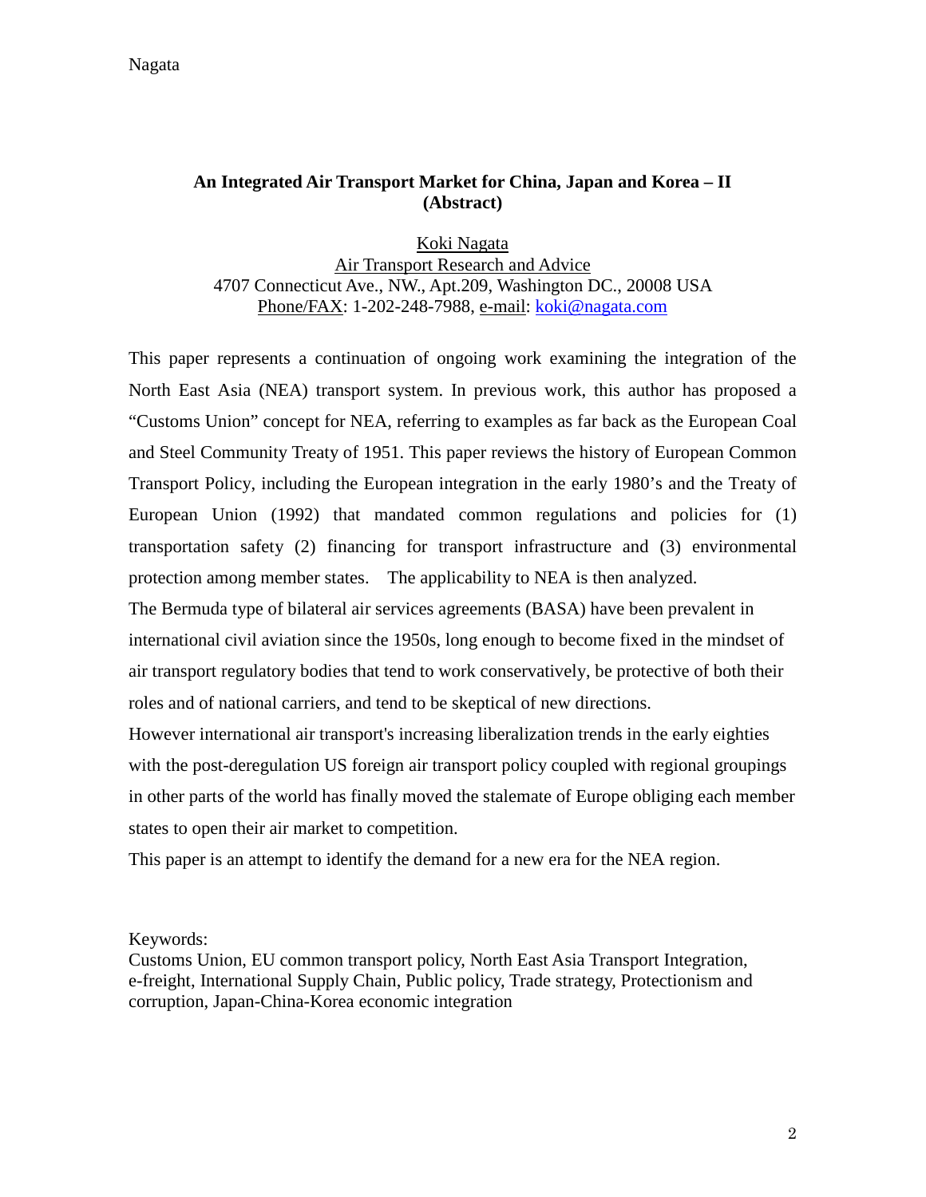**An Integrated Air Transport Market for China, Japan and Korea – II (Abstract)**

Koki Nagata
Air Transport Research and Advice
4707 Connecticut Ave., NW., Apt.209, Washington DC., 20008 USA
Phone/FAX: 1-202-248-7988, e-mail: koki@nagata.com

This paper represents a continuation of ongoing work examining the integration of the North East Asia (NEA) transport system. In previous work, this author has proposed a "Customs Union" concept for NEA, referring to examples as far back as the European Coal and Steel Community Treaty of 1951. This paper reviews the history of European Common Transport Policy, including the European integration in the early 1980's and the Treaty of European Union (1992) that mandated common regulations and policies for (1) transportation safety (2) financing for transport infrastructure and (3) environmental protection among member states.  The applicability to NEA is then analyzed.

The Bermuda type of bilateral air services agreements (BASA) have been prevalent in international civil aviation since the 1950s, long enough to become fixed in the mindset of air transport regulatory bodies that tend to work conservatively, be protective of both their roles and of national carriers, and tend to be skeptical of new directions.

However international air transport's increasing liberalization trends in the early eighties with the post-deregulation US foreign air transport policy coupled with regional groupings in other parts of the world has finally moved the stalemate of Europe obliging each member states to open their air market to competition.

This paper is an attempt to identify the demand for a new era for the NEA region.

Keywords:
Customs Union, EU common transport policy, North East Asia Transport Integration, e-freight, International Supply Chain, Public policy, Trade strategy, Protectionism and corruption, Japan-China-Korea economic integration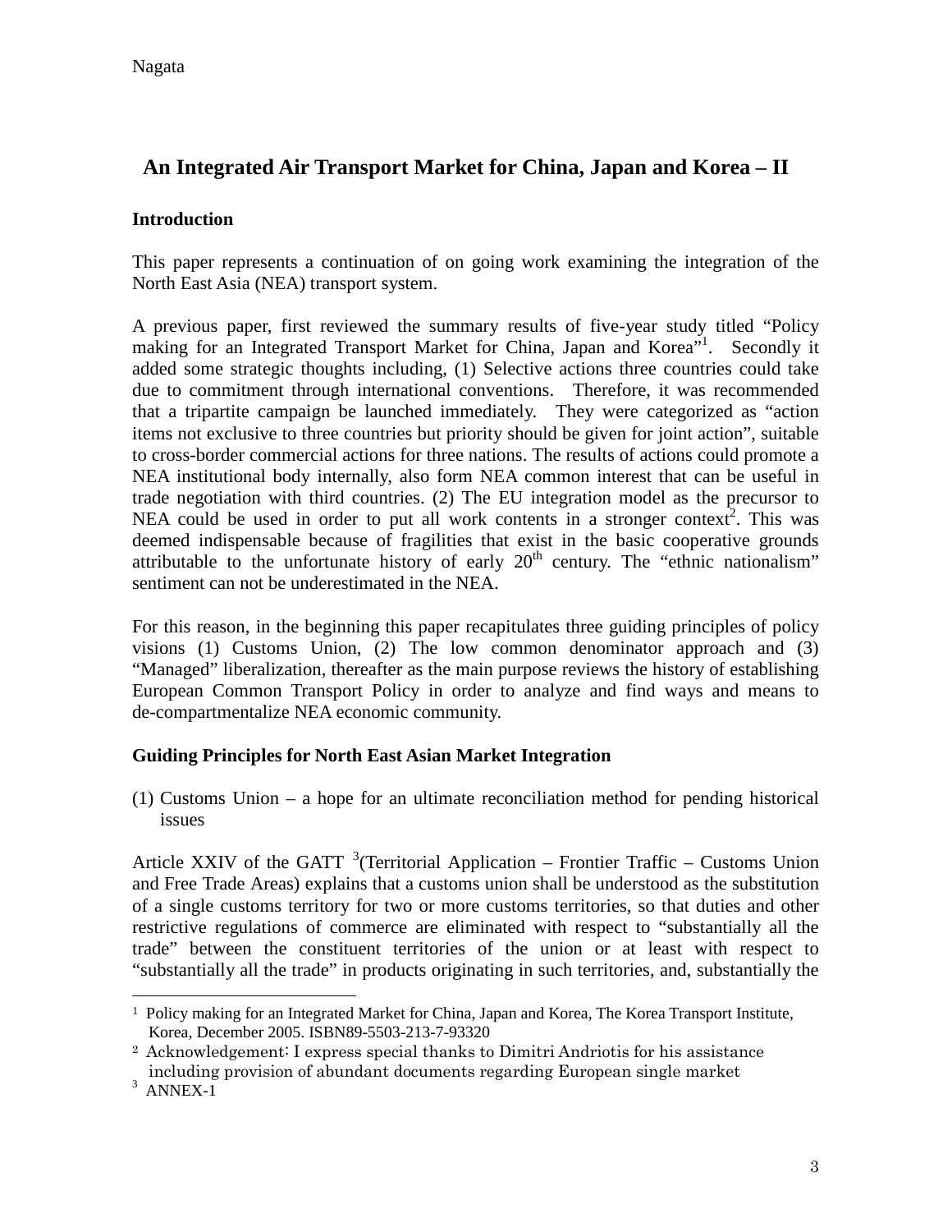# An Integrated Air Transport Market for China, Japan and Korea – II

## Introduction

This paper represents a continuation of on going work examining the integration of the North East Asia (NEA) transport system.

A previous paper, first reviewed the summary results of five-year study titled "Policy making for an Integrated Transport Market for China, Japan and Korea"[1]. Secondly it added some strategic thoughts including, (1) Selective actions three countries could take due to commitment through international conventions. Therefore, it was recommended that a tripartite campaign be launched immediately. They were categorized as "action items not exclusive to three countries but priority should be given for joint action", suitable to cross-border commercial actions for three nations. The results of actions could promote a NEA institutional body internally, also form NEA common interest that can be useful in trade negotiation with third countries. (2) The EU integration model as the precursor to NEA could be used in order to put all work contents in a stronger context[2]. This was deemed indispensable because of fragilities that exist in the basic cooperative grounds attributable to the unfortunate history of early 20th century. The "ethnic nationalism" sentiment can not be underestimated in the NEA.

For this reason, in the beginning this paper recapitulates three guiding principles of policy visions (1) Customs Union, (2) The low common denominator approach and (3) "Managed" liberalization, thereafter as the main purpose reviews the history of establishing European Common Transport Policy in order to analyze and find ways and means to de-compartmentalize NEA economic community.

## Guiding Principles for North East Asian Market Integration

(1) Customs Union – a hope for an ultimate reconciliation method for pending historical issues

Article XXIV of the GATT [3](Territorial Application – Frontier Traffic – Customs Union and Free Trade Areas) explains that a customs union shall be understood as the substitution of a single customs territory for two or more customs territories, so that duties and other restrictive regulations of commerce are eliminated with respect to "substantially all the trade" between the constituent territories of the union or at least with respect to "substantially all the trade" in products originating in such territories, and, substantially the

---

[1] Policy making for an Integrated Market for China, Japan and Korea, The Korea Transport Institute, Korea, December 2005. ISBN89-5503-213-7-93320

[2] Acknowledgement: I express special thanks to Dimitri Andriotis for his assistance including provision of abundant documents regarding European single market

[3] ANNEX-1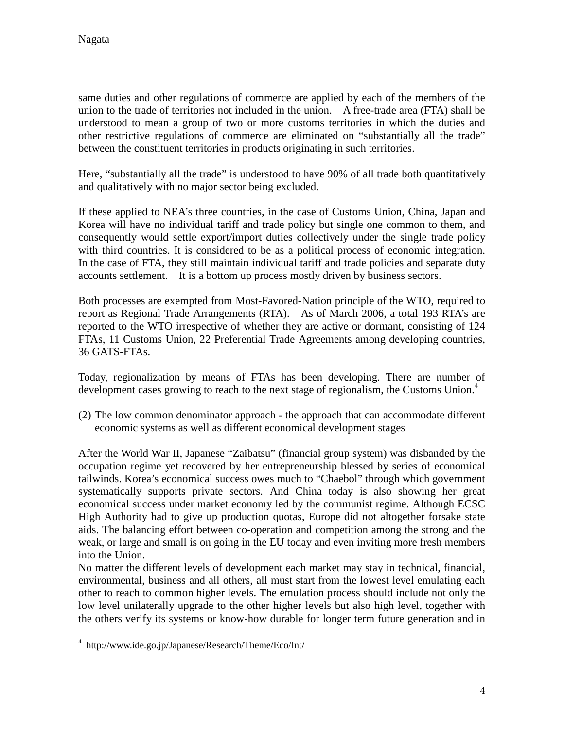same duties and other regulations of commerce are applied by each of the members of the union to the trade of territories not included in the union. A free-trade area (FTA) shall be understood to mean a group of two or more customs territories in which the duties and other restrictive regulations of commerce are eliminated on "substantially all the trade" between the constituent territories in products originating in such territories.

Here, "substantially all the trade" is understood to have 90% of all trade both quantitatively and qualitatively with no major sector being excluded.

If these applied to NEA's three countries, in the case of Customs Union, China, Japan and Korea will have no individual tariff and trade policy but single one common to them, and consequently would settle export/import duties collectively under the single trade policy with third countries. It is considered to be as a political process of economic integration. In the case of FTA, they still maintain individual tariff and trade policies and separate duty accounts settlement. It is a bottom up process mostly driven by business sectors.

Both processes are exempted from Most-Favored-Nation principle of the WTO, required to report as Regional Trade Arrangements (RTA). As of March 2006, a total 193 RTA's are reported to the WTO irrespective of whether they are active or dormant, consisting of 124 FTAs, 11 Customs Union, 22 Preferential Trade Agreements among developing countries, 36 GATS-FTAs.

Today, regionalization by means of FTAs has been developing. There are number of development cases growing to reach to the next stage of regionalism, the Customs Union.[4]

(2) The low common denominator approach - the approach that can accommodate different economic systems as well as different economical development stages

After the World War II, Japanese "Zaibatsu" (financial group system) was disbanded by the occupation regime yet recovered by her entrepreneurship blessed by series of economical tailwinds. Korea's economical success owes much to "Chaebol" through which government systematically supports private sectors. And China today is also showing her great economical success under market economy led by the communist regime. Although ECSC High Authority had to give up production quotas, Europe did not altogether forsake state aids. The balancing effort between co-operation and competition among the strong and the weak, or large and small is on going in the EU today and even inviting more fresh members into the Union.

No matter the different levels of development each market may stay in technical, financial, environmental, business and all others, all must start from the lowest level emulating each other to reach to common higher levels. The emulation process should include not only the low level unilaterally upgrade to the other higher levels but also high level, together with the others verify its systems or know-how durable for longer term future generation and in

---

[4] http://www.ide.go.jp/Japanese/Research/Theme/Eco/Int/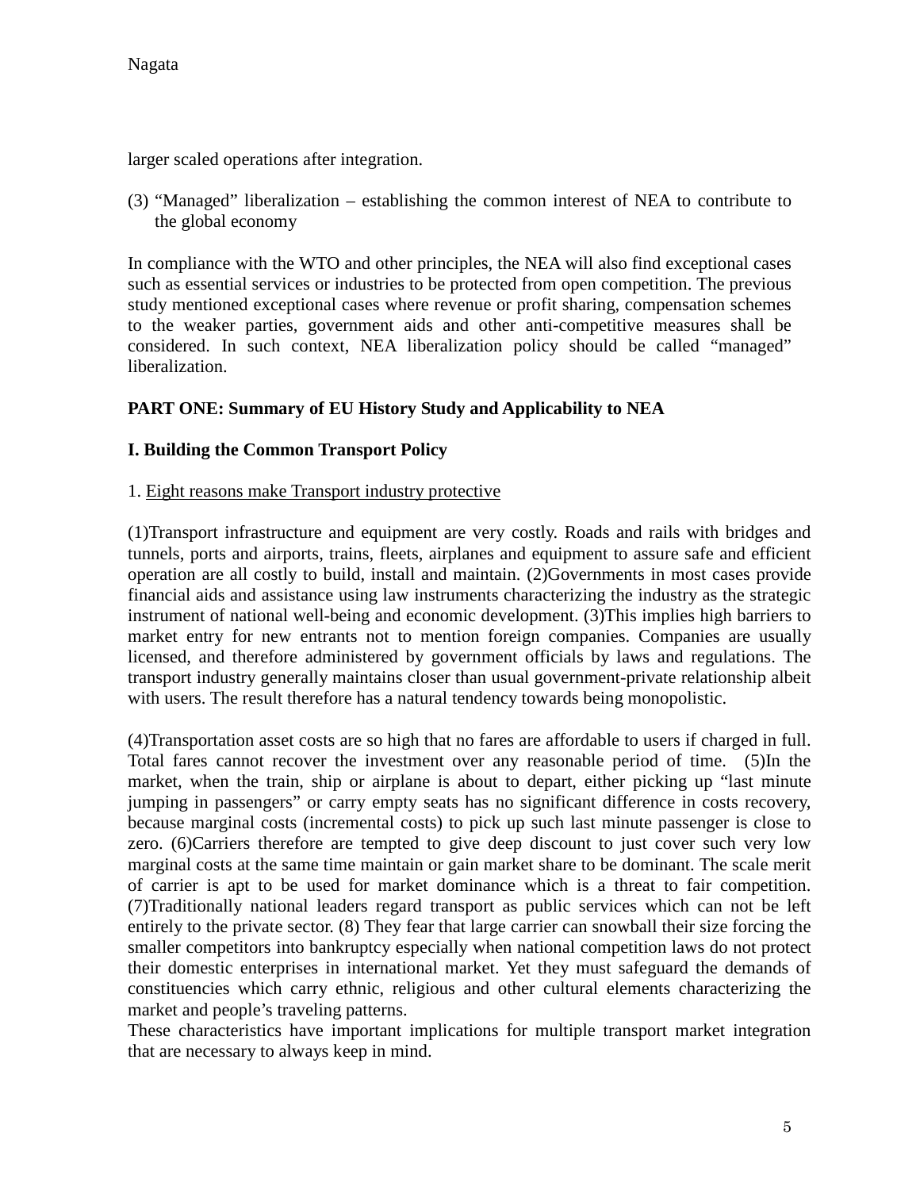larger scaled operations after integration.

(3) "Managed" liberalization – establishing the common interest of NEA to contribute to the global economy

In compliance with the WTO and other principles, the NEA will also find exceptional cases such as essential services or industries to be protected from open competition. The previous study mentioned exceptional cases where revenue or profit sharing, compensation schemes to the weaker parties, government aids and other anti-competitive measures shall be considered. In such context, NEA liberalization policy should be called "managed" liberalization.

**PART ONE: Summary of EU History Study and Applicability to NEA**

**I. Building the Common Transport Policy**

1. Eight reasons make Transport industry protective

(1)Transport infrastructure and equipment are very costly. Roads and rails with bridges and tunnels, ports and airports, trains, fleets, airplanes and equipment to assure safe and efficient operation are all costly to build, install and maintain. (2)Governments in most cases provide financial aids and assistance using law instruments characterizing the industry as the strategic instrument of national well-being and economic development. (3)This implies high barriers to market entry for new entrants not to mention foreign companies. Companies are usually licensed, and therefore administered by government officials by laws and regulations. The transport industry generally maintains closer than usual government-private relationship albeit with users. The result therefore has a natural tendency towards being monopolistic.

(4)Transportation asset costs are so high that no fares are affordable to users if charged in full. Total fares cannot recover the investment over any reasonable period of time. (5)In the market, when the train, ship or airplane is about to depart, either picking up "last minute jumping in passengers" or carry empty seats has no significant difference in costs recovery, because marginal costs (incremental costs) to pick up such last minute passenger is close to zero. (6)Carriers therefore are tempted to give deep discount to just cover such very low marginal costs at the same time maintain or gain market share to be dominant. The scale merit of carrier is apt to be used for market dominance which is a threat to fair competition. (7)Traditionally national leaders regard transport as public services which can not be left entirely to the private sector. (8) They fear that large carrier can snowball their size forcing the smaller competitors into bankruptcy especially when national competition laws do not protect their domestic enterprises in international market. Yet they must safeguard the demands of constituencies which carry ethnic, religious and other cultural elements characterizing the market and people's traveling patterns.
These characteristics have important implications for multiple transport market integration that are necessary to always keep in mind.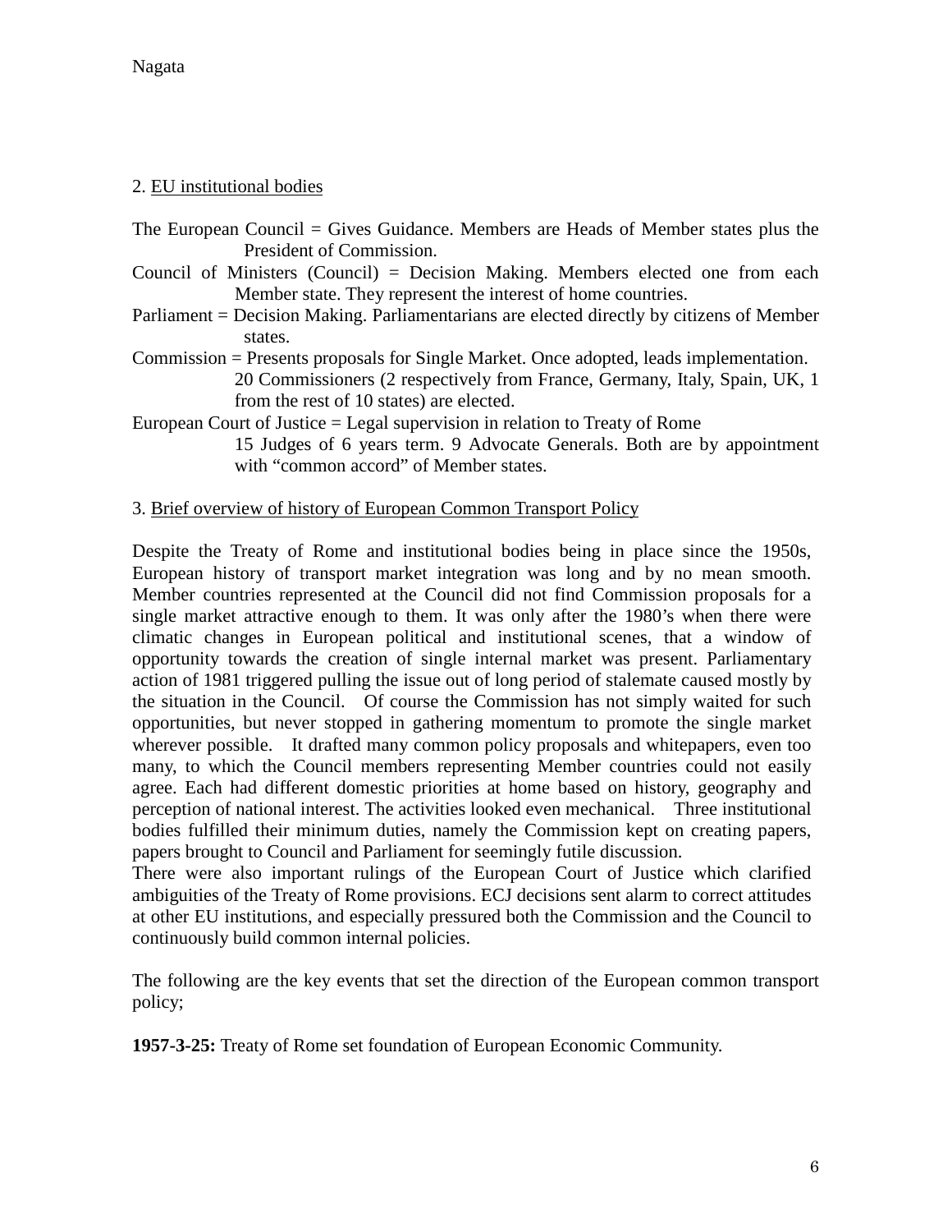## 2. EU institutional bodies

The European Council = Gives Guidance. Members are Heads of Member states plus the President of Commission.

Council of Ministers (Council) = Decision Making. Members elected one from each Member state. They represent the interest of home countries.

Parliament = Decision Making. Parliamentarians are elected directly by citizens of Member states.

Commission = Presents proposals for Single Market. Once adopted, leads implementation. 20 Commissioners (2 respectively from France, Germany, Italy, Spain, UK, 1 from the rest of 10 states) are elected.

European Court of Justice = Legal supervision in relation to Treaty of Rome 15 Judges of 6 years term. 9 Advocate Generals. Both are by appointment with “common accord” of Member states.

## 3. Brief overview of history of European Common Transport Policy

Despite the Treaty of Rome and institutional bodies being in place since the 1950s, European history of transport market integration was long and by no mean smooth. Member countries represented at the Council did not find Commission proposals for a single market attractive enough to them. It was only after the 1980’s when there were climatic changes in European political and institutional scenes, that a window of opportunity towards the creation of single internal market was present. Parliamentary action of 1981 triggered pulling the issue out of long period of stalemate caused mostly by the situation in the Council. Of course the Commission has not simply waited for such opportunities, but never stopped in gathering momentum to promote the single market wherever possible. It drafted many common policy proposals and whitepapers, even too many, to which the Council members representing Member countries could not easily agree. Each had different domestic priorities at home based on history, geography and perception of national interest. The activities looked even mechanical. Three institutional bodies fulfilled their minimum duties, namely the Commission kept on creating papers, papers brought to Council and Parliament for seemingly futile discussion.

There were also important rulings of the European Court of Justice which clarified ambiguities of the Treaty of Rome provisions. ECJ decisions sent alarm to correct attitudes at other EU institutions, and especially pressured both the Commission and the Council to continuously build common internal policies.

The following are the key events that set the direction of the European common transport policy;

**1957-3-25:** Treaty of Rome set foundation of European Economic Community.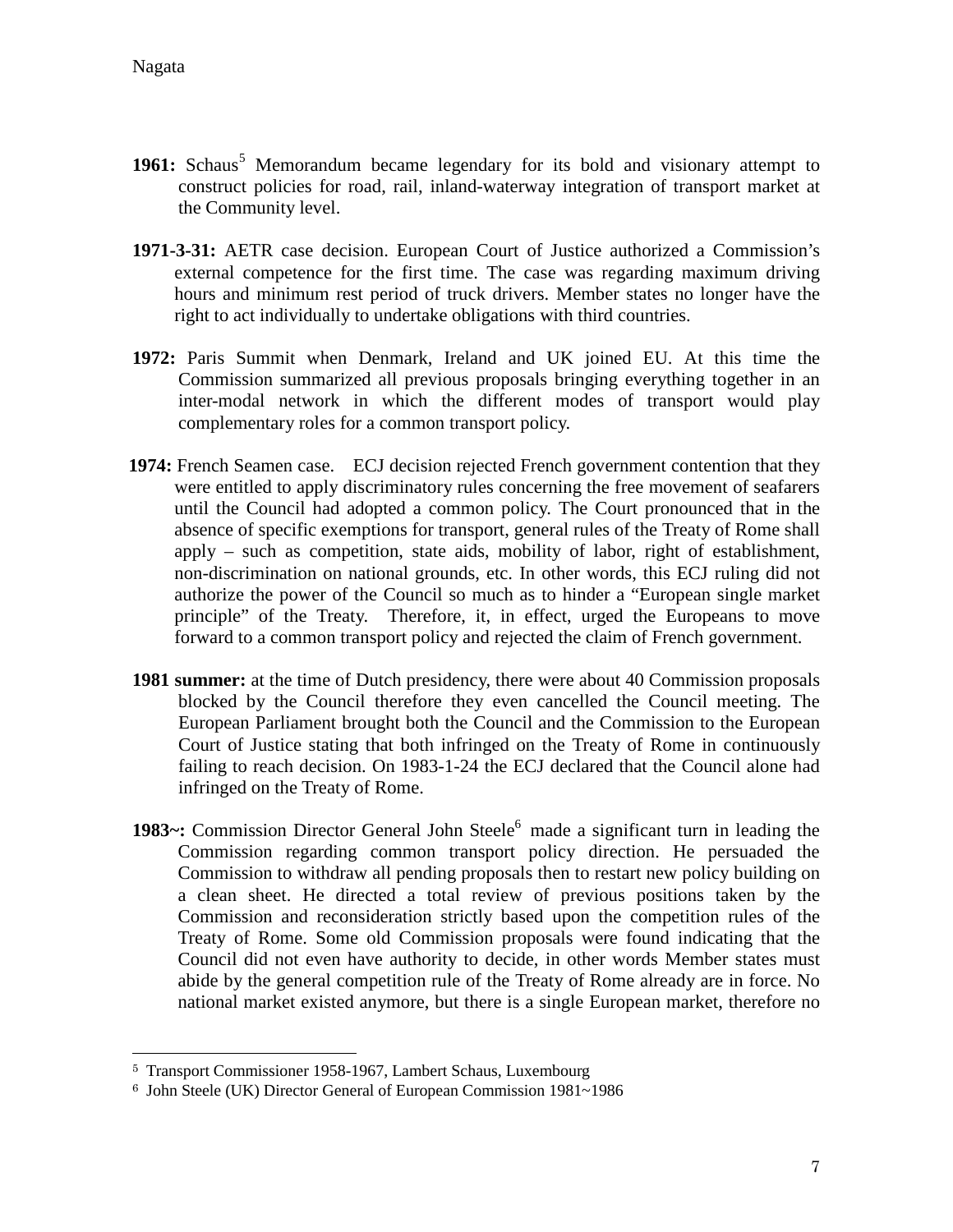**1961:** Schaus[5] Memorandum became legendary for its bold and visionary attempt to construct policies for road, rail, inland-waterway integration of transport market at the Community level.

**1971-3-31:** AETR case decision. European Court of Justice authorized a Commission's external competence for the first time. The case was regarding maximum driving hours and minimum rest period of truck drivers. Member states no longer have the right to act individually to undertake obligations with third countries.

**1972:** Paris Summit when Denmark, Ireland and UK joined EU. At this time the Commission summarized all previous proposals bringing everything together in an inter-modal network in which the different modes of transport would play complementary roles for a common transport policy.

**1974:** French Seamen case. ECJ decision rejected French government contention that they were entitled to apply discriminatory rules concerning the free movement of seafarers until the Council had adopted a common policy. The Court pronounced that in the absence of specific exemptions for transport, general rules of the Treaty of Rome shall apply – such as competition, state aids, mobility of labor, right of establishment, non-discrimination on national grounds, etc. In other words, this ECJ ruling did not authorize the power of the Council so much as to hinder a "European single market principle" of the Treaty. Therefore, it, in effect, urged the Europeans to move forward to a common transport policy and rejected the claim of French government.

**1981 summer:** at the time of Dutch presidency, there were about 40 Commission proposals blocked by the Council therefore they even cancelled the Council meeting. The European Parliament brought both the Council and the Commission to the European Court of Justice stating that both infringed on the Treaty of Rome in continuously failing to reach decision. On 1983-1-24 the ECJ declared that the Council alone had infringed on the Treaty of Rome.

**1983~:** Commission Director General John Steele[6] made a significant turn in leading the Commission regarding common transport policy direction. He persuaded the Commission to withdraw all pending proposals then to restart new policy building on a clean sheet. He directed a total review of previous positions taken by the Commission and reconsideration strictly based upon the competition rules of the Treaty of Rome. Some old Commission proposals were found indicating that the Council did not even have authority to decide, in other words Member states must abide by the general competition rule of the Treaty of Rome already are in force. No national market existed anymore, but there is a single European market, therefore no

[5] Transport Commissioner 1958-1967, Lambert Schaus, Luxembourg

[6] John Steele (UK) Director General of European Commission 1981~1986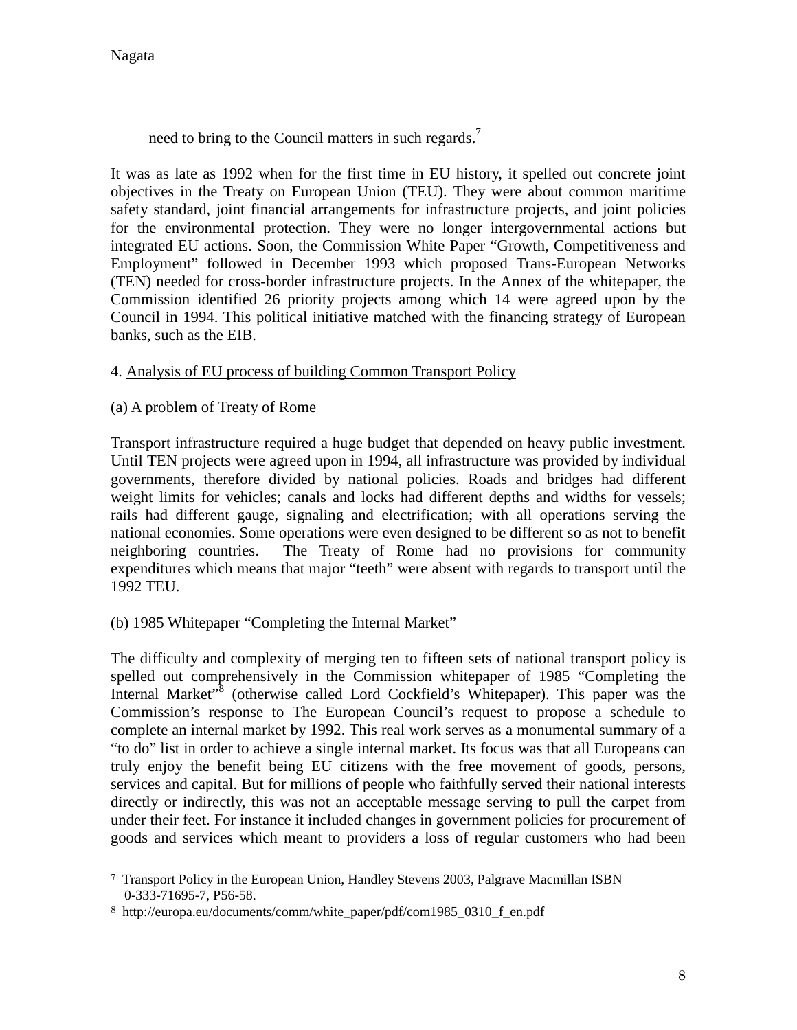need to bring to the Council matters in such regards.[7]

It was as late as 1992 when for the first time in EU history, it spelled out concrete joint objectives in the Treaty on European Union (TEU). They were about common maritime safety standard, joint financial arrangements for infrastructure projects, and joint policies for the environmental protection. They were no longer intergovernmental actions but integrated EU actions. Soon, the Commission White Paper "Growth, Competitiveness and Employment" followed in December 1993 which proposed Trans-European Networks (TEN) needed for cross-border infrastructure projects. In the Annex of the whitepaper, the Commission identified 26 priority projects among which 14 were agreed upon by the Council in 1994. This political initiative matched with the financing strategy of European banks, such as the EIB.

4. Analysis of EU process of building Common Transport Policy

(a) A problem of Treaty of Rome

Transport infrastructure required a huge budget that depended on heavy public investment. Until TEN projects were agreed upon in 1994, all infrastructure was provided by individual governments, therefore divided by national policies. Roads and bridges had different weight limits for vehicles; canals and locks had different depths and widths for vessels; rails had different gauge, signaling and electrification; with all operations serving the national economies. Some operations were even designed to be different so as not to benefit neighboring countries. The Treaty of Rome had no provisions for community expenditures which means that major "teeth" were absent with regards to transport until the 1992 TEU.

(b) 1985 Whitepaper "Completing the Internal Market"

The difficulty and complexity of merging ten to fifteen sets of national transport policy is spelled out comprehensively in the Commission whitepaper of 1985 "Completing the Internal Market"[8] (otherwise called Lord Cockfield's Whitepaper). This paper was the Commission's response to The European Council's request to propose a schedule to complete an internal market by 1992. This real work serves as a monumental summary of a "to do" list in order to achieve a single internal market. Its focus was that all Europeans can truly enjoy the benefit being EU citizens with the free movement of goods, persons, services and capital. But for millions of people who faithfully served their national interests directly or indirectly, this was not an acceptable message serving to pull the carpet from under their feet. For instance it included changes in government policies for procurement of goods and services which meant to providers a loss of regular customers who had been

---

[7] Transport Policy in the European Union, Handley Stevens 2003, Palgrave Macmillan ISBN 0-333-71695-7, P56-58.

[8] http://europa.eu/documents/comm/white_paper/pdf/com1985_0310_f_en.pdf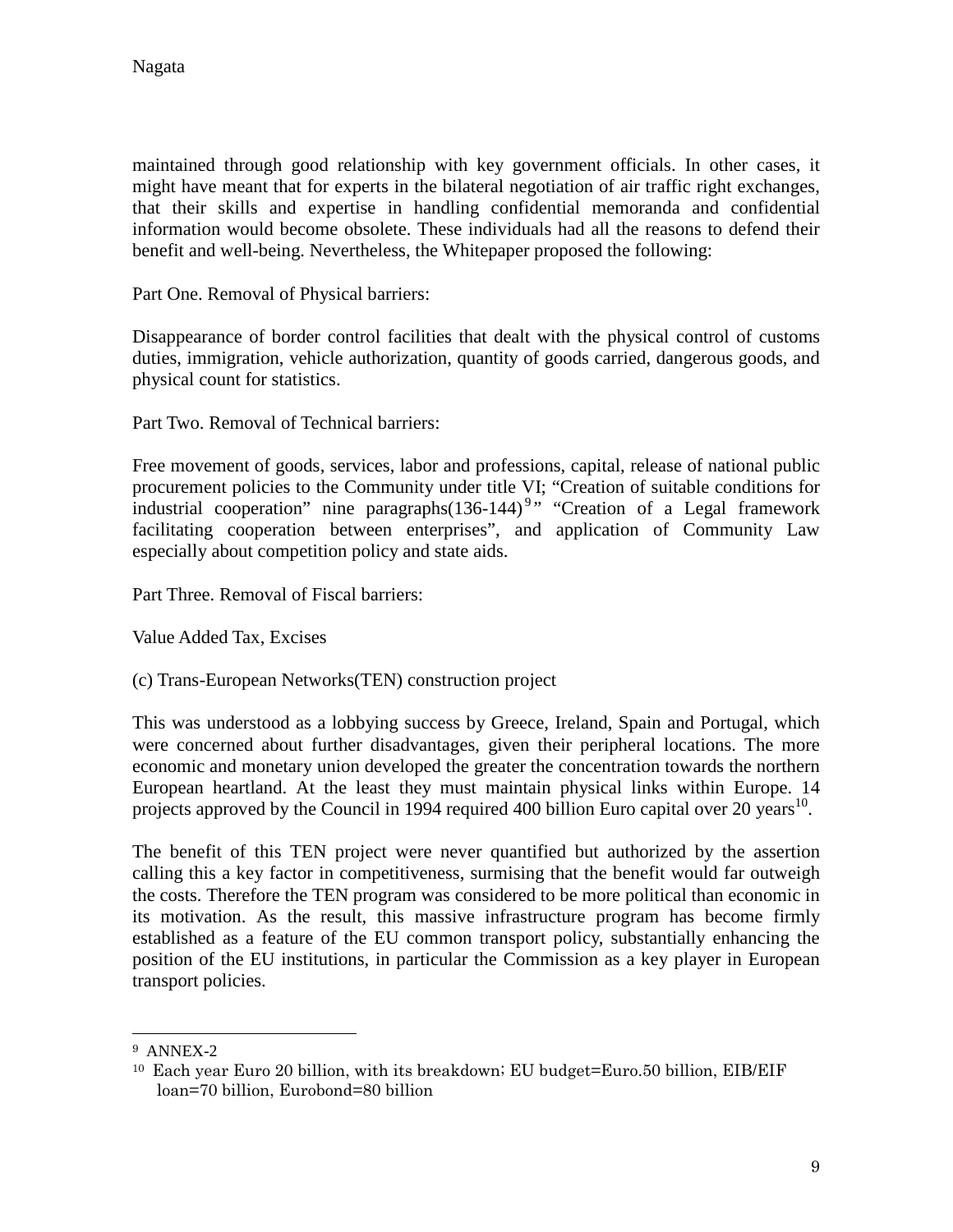maintained through good relationship with key government officials. In other cases, it might have meant that for experts in the bilateral negotiation of air traffic right exchanges, that their skills and expertise in handling confidential memoranda and confidential information would become obsolete. These individuals had all the reasons to defend their benefit and well-being. Nevertheless, the Whitepaper proposed the following:

Part One. Removal of Physical barriers:

Disappearance of border control facilities that dealt with the physical control of customs duties, immigration, vehicle authorization, quantity of goods carried, dangerous goods, and physical count for statistics.

Part Two. Removal of Technical barriers:

Free movement of goods, services, labor and professions, capital, release of national public procurement policies to the Community under title VI; "Creation of suitable conditions for industrial cooperation" nine paragraphs(136-144)[9]" "Creation of a Legal framework facilitating cooperation between enterprises", and application of Community Law especially about competition policy and state aids.

Part Three. Removal of Fiscal barriers:

Value Added Tax, Excises

(c) Trans-European Networks(TEN) construction project

This was understood as a lobbying success by Greece, Ireland, Spain and Portugal, which were concerned about further disadvantages, given their peripheral locations. The more economic and monetary union developed the greater the concentration towards the northern European heartland. At the least they must maintain physical links within Europe. 14 projects approved by the Council in 1994 required 400 billion Euro capital over 20 years[10].

The benefit of this TEN project were never quantified but authorized by the assertion calling this a key factor in competitiveness, surmising that the benefit would far outweigh the costs. Therefore the TEN program was considered to be more political than economic in its motivation. As the result, this massive infrastructure program has become firmly established as a feature of the EU common transport policy, substantially enhancing the position of the EU institutions, in particular the Commission as a key player in European transport policies.

---

[9] ANNEX-2

[10] Each year Euro 20 billion, with its breakdown; EU budget=Euro.50 billion, EIB/EIF loan=70 billion, Eurobond=80 billion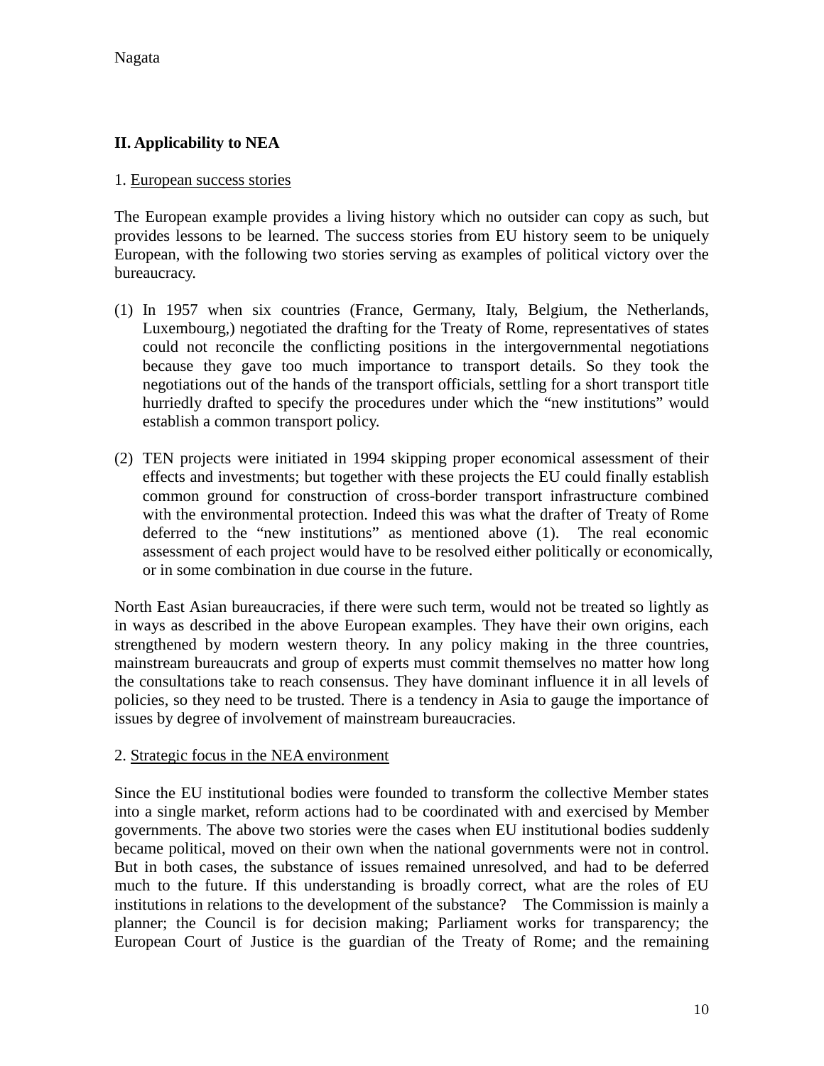## II. Applicability to NEA

1. European success stories

The European example provides a living history which no outsider can copy as such, but provides lessons to be learned. The success stories from EU history seem to be uniquely European, with the following two stories serving as examples of political victory over the bureaucracy.

(1) In 1957 when six countries (France, Germany, Italy, Belgium, the Netherlands, Luxembourg,) negotiated the drafting for the Treaty of Rome, representatives of states could not reconcile the conflicting positions in the intergovernmental negotiations because they gave too much importance to transport details. So they took the negotiations out of the hands of the transport officials, settling for a short transport title hurriedly drafted to specify the procedures under which the "new institutions" would establish a common transport policy.

(2) TEN projects were initiated in 1994 skipping proper economical assessment of their effects and investments; but together with these projects the EU could finally establish common ground for construction of cross-border transport infrastructure combined with the environmental protection. Indeed this was what the drafter of Treaty of Rome deferred to the "new institutions" as mentioned above (1). The real economic assessment of each project would have to be resolved either politically or economically, or in some combination in due course in the future.

North East Asian bureaucracies, if there were such term, would not be treated so lightly as in ways as described in the above European examples. They have their own origins, each strengthened by modern western theory. In any policy making in the three countries, mainstream bureaucrats and group of experts must commit themselves no matter how long the consultations take to reach consensus. They have dominant influence it in all levels of policies, so they need to be trusted. There is a tendency in Asia to gauge the importance of issues by degree of involvement of mainstream bureaucracies.

2. Strategic focus in the NEA environment

Since the EU institutional bodies were founded to transform the collective Member states into a single market, reform actions had to be coordinated with and exercised by Member governments. The above two stories were the cases when EU institutional bodies suddenly became political, moved on their own when the national governments were not in control. But in both cases, the substance of issues remained unresolved, and had to be deferred much to the future. If this understanding is broadly correct, what are the roles of EU institutions in relations to the development of the substance? The Commission is mainly a planner; the Council is for decision making; Parliament works for transparency; the European Court of Justice is the guardian of the Treaty of Rome; and the remaining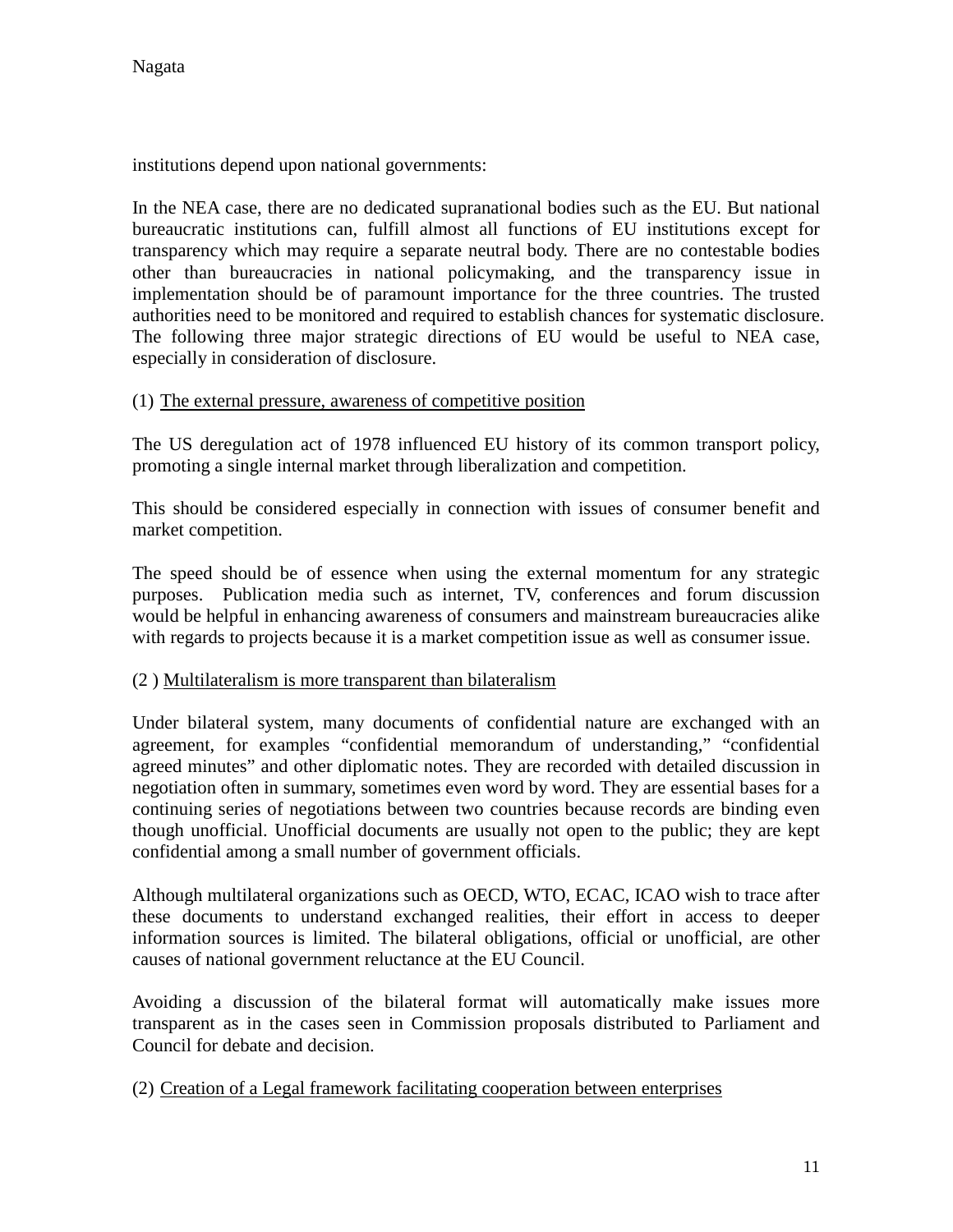institutions depend upon national governments:

In the NEA case, there are no dedicated supranational bodies such as the EU. But national bureaucratic institutions can, fulfill almost all functions of EU institutions except for transparency which may require a separate neutral body. There are no contestable bodies other than bureaucracies in national policymaking, and the transparency issue in implementation should be of paramount importance for the three countries. The trusted authorities need to be monitored and required to establish chances for systematic disclosure. The following three major strategic directions of EU would be useful to NEA case, especially in consideration of disclosure.

(1) <u>The external pressure, awareness of competitive position</u>

The US deregulation act of 1978 influenced EU history of its common transport policy, promoting a single internal market through liberalization and competition.

This should be considered especially in connection with issues of consumer benefit and market competition.

The speed should be of essence when using the external momentum for any strategic purposes. Publication media such as internet, TV, conferences and forum discussion would be helpful in enhancing awareness of consumers and mainstream bureaucracies alike with regards to projects because it is a market competition issue as well as consumer issue.

(2 ) <u>Multilateralism is more transparent than bilateralism</u>

Under bilateral system, many documents of confidential nature are exchanged with an agreement, for examples "confidential memorandum of understanding," "confidential agreed minutes" and other diplomatic notes. They are recorded with detailed discussion in negotiation often in summary, sometimes even word by word. They are essential bases for a continuing series of negotiations between two countries because records are binding even though unofficial. Unofficial documents are usually not open to the public; they are kept confidential among a small number of government officials.

Although multilateral organizations such as OECD, WTO, ECAC, ICAO wish to trace after these documents to understand exchanged realities, their effort in access to deeper information sources is limited. The bilateral obligations, official or unofficial, are other causes of national government reluctance at the EU Council.

Avoiding a discussion of the bilateral format will automatically make issues more transparent as in the cases seen in Commission proposals distributed to Parliament and Council for debate and decision.

(2) <u>Creation of a Legal framework facilitating cooperation between enterprises</u>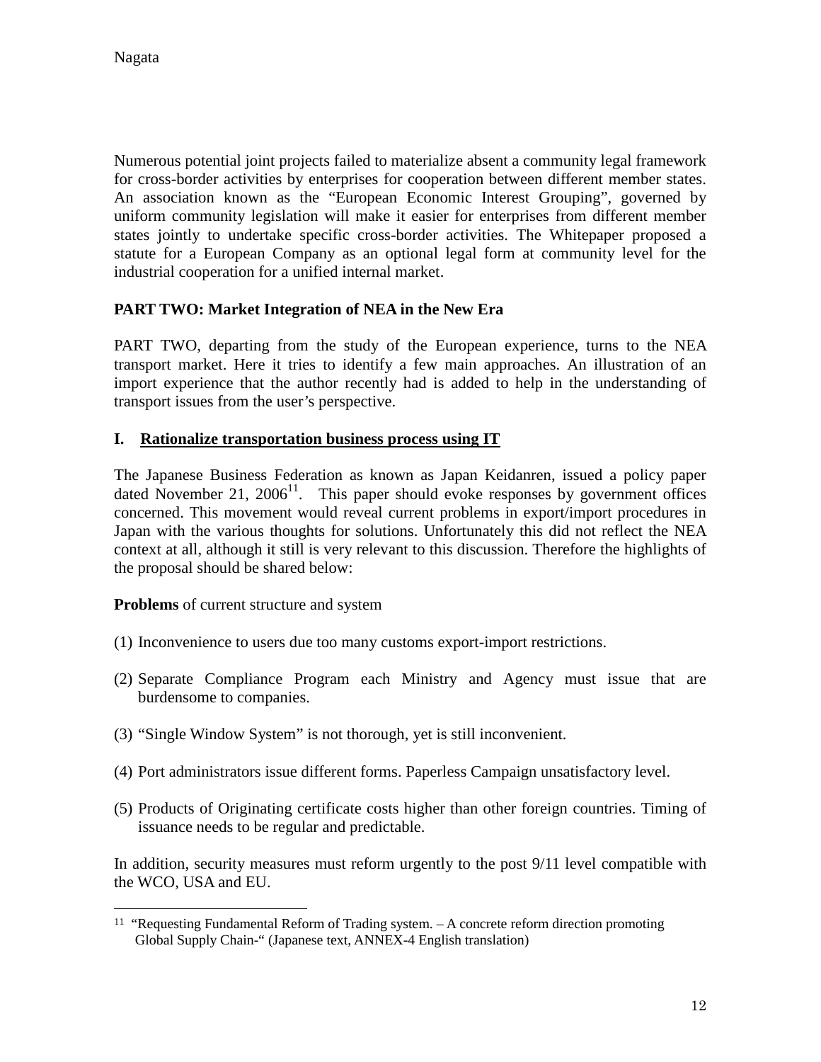Numerous potential joint projects failed to materialize absent a community legal framework for cross-border activities by enterprises for cooperation between different member states. An association known as the "European Economic Interest Grouping", governed by uniform community legislation will make it easier for enterprises from different member states jointly to undertake specific cross-border activities. The Whitepaper proposed a statute for a European Company as an optional legal form at community level for the industrial cooperation for a unified internal market.

## PART TWO: Market Integration of NEA in the New Era

PART TWO, departing from the study of the European experience, turns to the NEA transport market. Here it tries to identify a few main approaches. An illustration of an import experience that the author recently had is added to help in the understanding of transport issues from the user's perspective.

### I. Rationalize transportation business process using IT

The Japanese Business Federation as known as Japan Keidanren, issued a policy paper dated November 21, 2006[11]. This paper should evoke responses by government offices concerned. This movement would reveal current problems in export/import procedures in Japan with the various thoughts for solutions. Unfortunately this did not reflect the NEA context at all, although it still is very relevant to this discussion. Therefore the highlights of the proposal should be shared below:

**Problems** of current structure and system

(1) Inconvenience to users due too many customs export-import restrictions.

(2) Separate Compliance Program each Ministry and Agency must issue that are burdensome to companies.

(3) "Single Window System" is not thorough, yet is still inconvenient.

(4) Port administrators issue different forms. Paperless Campaign unsatisfactory level.

(5) Products of Originating certificate costs higher than other foreign countries. Timing of issuance needs to be regular and predictable.

In addition, security measures must reform urgently to the post 9/11 level compatible with the WCO, USA and EU.

---

[11] "Requesting Fundamental Reform of Trading system. – A concrete reform direction promoting Global Supply Chain-" (Japanese text, ANNEX-4 English translation)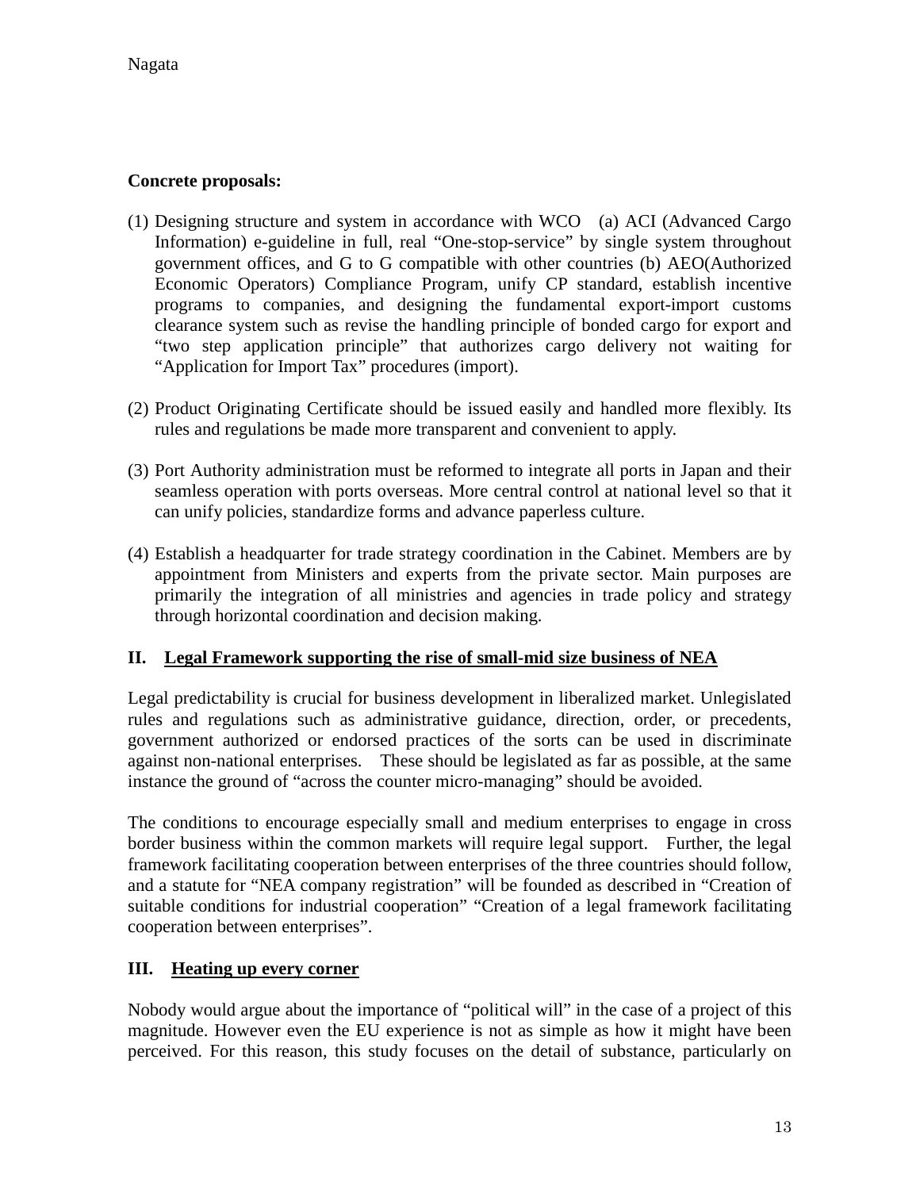**Concrete proposals:**

(1) Designing structure and system in accordance with WCO (a) ACI (Advanced Cargo Information) e-guideline in full, real "One-stop-service" by single system throughout government offices, and G to G compatible with other countries (b) AEO(Authorized Economic Operators) Compliance Program, unify CP standard, establish incentive programs to companies, and designing the fundamental export-import customs clearance system such as revise the handling principle of bonded cargo for export and "two step application principle" that authorizes cargo delivery not waiting for "Application for Import Tax" procedures (import).

(2) Product Originating Certificate should be issued easily and handled more flexibly. Its rules and regulations be made more transparent and convenient to apply.

(3) Port Authority administration must be reformed to integrate all ports in Japan and their seamless operation with ports overseas. More central control at national level so that it can unify policies, standardize forms and advance paperless culture.

(4) Establish a headquarter for trade strategy coordination in the Cabinet. Members are by appointment from Ministers and experts from the private sector. Main purposes are primarily the integration of all ministries and agencies in trade policy and strategy through horizontal coordination and decision making.

## II. Legal Framework supporting the rise of small-mid size business of NEA

Legal predictability is crucial for business development in liberalized market. Unlegislated rules and regulations such as administrative guidance, direction, order, or precedents, government authorized or endorsed practices of the sorts can be used in discriminate against non-national enterprises. These should be legislated as far as possible, at the same instance the ground of "across the counter micro-managing" should be avoided.

The conditions to encourage especially small and medium enterprises to engage in cross border business within the common markets will require legal support. Further, the legal framework facilitating cooperation between enterprises of the three countries should follow, and a statute for "NEA company registration" will be founded as described in "Creation of suitable conditions for industrial cooperation" "Creation of a legal framework facilitating cooperation between enterprises".

## III. Heating up every corner

Nobody would argue about the importance of "political will" in the case of a project of this magnitude. However even the EU experience is not as simple as how it might have been perceived. For this reason, this study focuses on the detail of substance, particularly on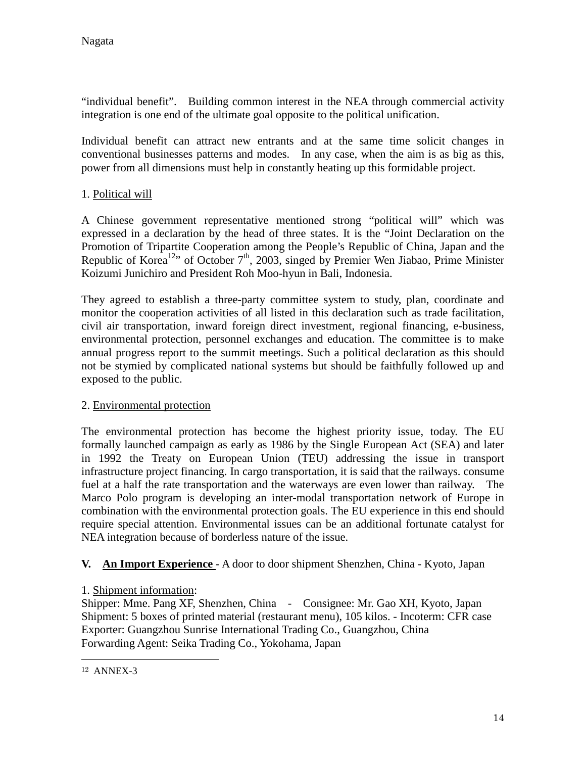"individual benefit". Building common interest in the NEA through commercial activity integration is one end of the ultimate goal opposite to the political unification.

Individual benefit can attract new entrants and at the same time solicit changes in conventional businesses patterns and modes. In any case, when the aim is as big as this, power from all dimensions must help in constantly heating up this formidable project.

1. <u>Political will</u>

A Chinese government representative mentioned strong "political will" which was expressed in a declaration by the head of three states. It is the "Joint Declaration on the Promotion of Tripartite Cooperation among the People's Republic of China, Japan and the Republic of Korea[12]" of October 7th, 2003, singed by Premier Wen Jiabao, Prime Minister Koizumi Junichiro and President Roh Moo-hyun in Bali, Indonesia.

They agreed to establish a three-party committee system to study, plan, coordinate and monitor the cooperation activities of all listed in this declaration such as trade facilitation, civil air transportation, inward foreign direct investment, regional financing, e-business, environmental protection, personnel exchanges and education. The committee is to make annual progress report to the summit meetings. Such a political declaration as this should not be stymied by complicated national systems but should be faithfully followed up and exposed to the public.

2. <u>Environmental protection</u>

The environmental protection has become the highest priority issue, today. The EU formally launched campaign as early as 1986 by the Single European Act (SEA) and later in 1992 the Treaty on European Union (TEU) addressing the issue in transport infrastructure project financing. In cargo transportation, it is said that the railways. consume fuel at a half the rate transportation and the waterways are even lower than railway. The Marco Polo program is developing an inter-modal transportation network of Europe in combination with the environmental protection goals. The EU experience in this end should require special attention. Environmental issues can be an additional fortunate catalyst for NEA integration because of borderless nature of the issue.

## V. <u>An Import Experience</u> - A door to door shipment Shenzhen, China - Kyoto, Japan

1. <u>Shipment information</u>:
Shipper: Mme. Pang XF, Shenzhen, China - Consignee: Mr. Gao XH, Kyoto, Japan
Shipment: 5 boxes of printed material (restaurant menu), 105 kilos. - Incoterm: CFR case
Exporter: Guangzhou Sunrise International Trading Co., Guangzhou, China
Forwarding Agent: Seika Trading Co., Yokohama, Japan

---

[12] ANNEX-3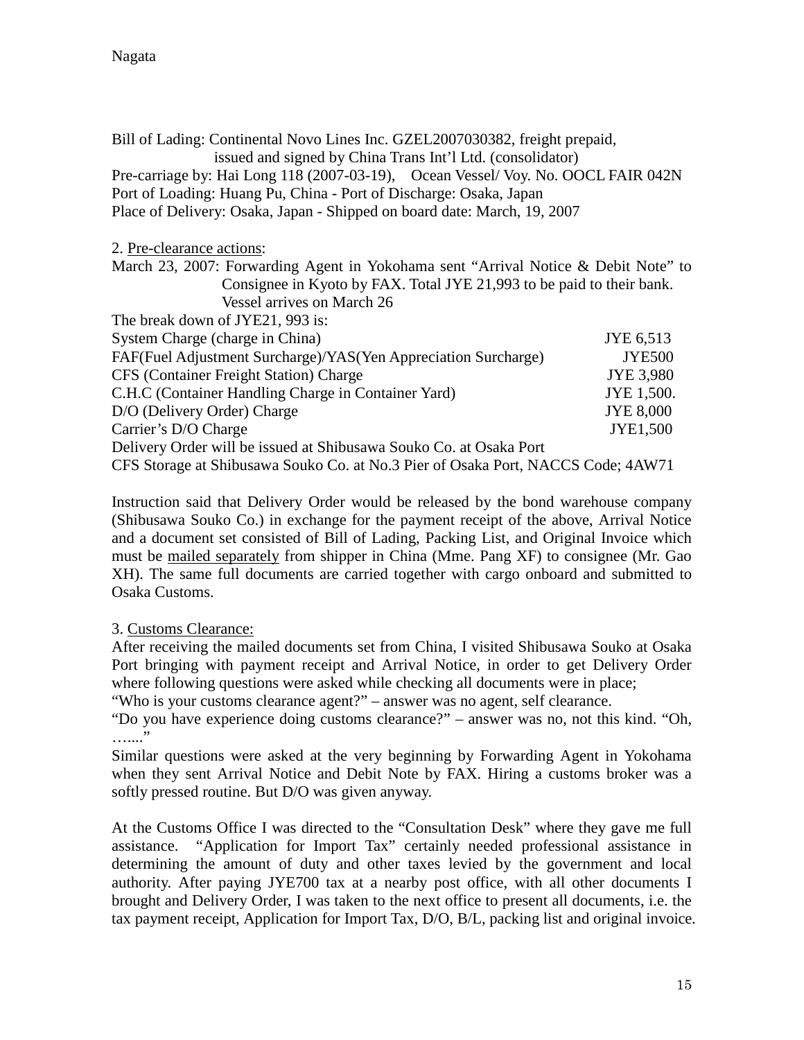Bill of Lading: Continental Novo Lines Inc. GZEL2007030382, freight prepaid, issued and signed by China Trans Int'l Ltd. (consolidator)
Pre-carriage by: Hai Long 118 (2007-03-19), Ocean Vessel/ Voy. No. OOCL FAIR 042N
Port of Loading: Huang Pu, China - Port of Discharge: Osaka, Japan
Place of Delivery: Osaka, Japan - Shipped on board date: March, 19, 2007

2. Pre-clearance actions:

March 23, 2007: Forwarding Agent in Yokohama sent "Arrival Notice & Debit Note" to Consignee in Kyoto by FAX. Total JYE 21,993 to be paid to their bank. Vessel arrives on March 26

The break down of JYE21, 993 is:

| | |
|---|---|
| System Charge (charge in China) | JYE 6,513 |
| FAF(Fuel Adjustment Surcharge)/YAS(Yen Appreciation Surcharge) | JYE500 |
| CFS (Container Freight Station) Charge | JYE 3,980 |
| C.H.C (Container Handling Charge in Container Yard) | JYE 1,500. |
| D/O (Delivery Order) Charge | JYE 8,000 |
| Carrier's D/O Charge | JYE1,500 |

Delivery Order will be issued at Shibusawa Souko Co. at Osaka Port
CFS Storage at Shibusawa Souko Co. at No.3 Pier of Osaka Port, NACCS Code; 4AW71

Instruction said that Delivery Order would be released by the bond warehouse company (Shibusawa Souko Co.) in exchange for the payment receipt of the above, Arrival Notice and a document set consisted of Bill of Lading, Packing List, and Original Invoice which must be mailed separately from shipper in China (Mme. Pang XF) to consignee (Mr. Gao XH). The same full documents are carried together with cargo onboard and submitted to Osaka Customs.

3. Customs Clearance:

After receiving the mailed documents set from China, I visited Shibusawa Souko at Osaka Port bringing with payment receipt and Arrival Notice, in order to get Delivery Order where following questions were asked while checking all documents were in place;
"Who is your customs clearance agent?" – answer was no agent, self clearance.
"Do you have experience doing customs clearance?" – answer was no, not this kind. "Oh, …...."
Similar questions were asked at the very beginning by Forwarding Agent in Yokohama when they sent Arrival Notice and Debit Note by FAX. Hiring a customs broker was a softly pressed routine. But D/O was given anyway.

At the Customs Office I was directed to the "Consultation Desk" where they gave me full assistance. "Application for Import Tax" certainly needed professional assistance in determining the amount of duty and other taxes levied by the government and local authority. After paying JYE700 tax at a nearby post office, with all other documents I brought and Delivery Order, I was taken to the next office to present all documents, i.e. the tax payment receipt, Application for Import Tax, D/O, B/L, packing list and original invoice.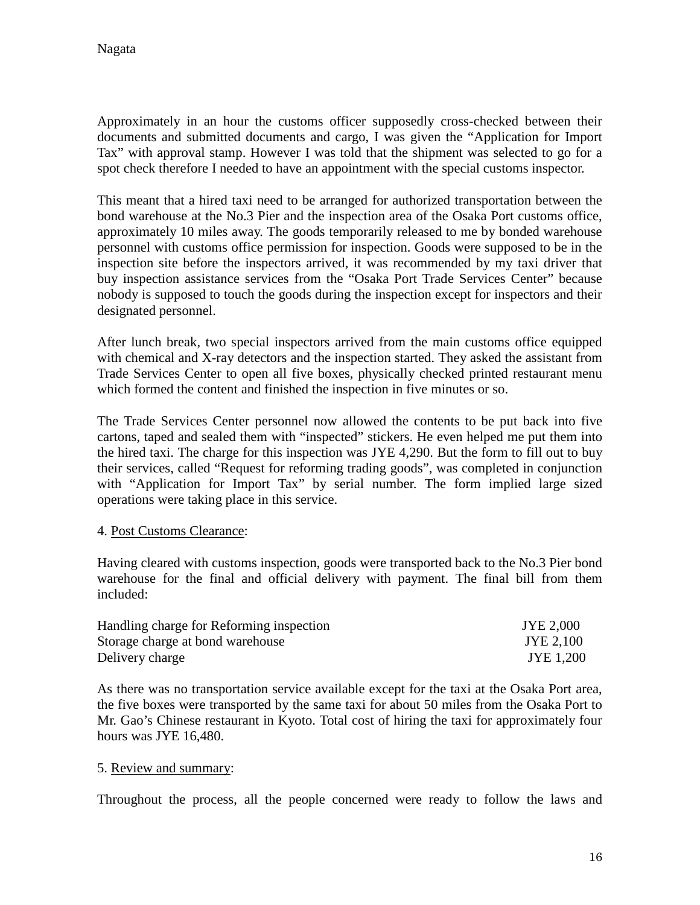Approximately in an hour the customs officer supposedly cross-checked between their documents and submitted documents and cargo, I was given the “Application for Import Tax” with approval stamp. However I was told that the shipment was selected to go for a spot check therefore I needed to have an appointment with the special customs inspector.

This meant that a hired taxi need to be arranged for authorized transportation between the bond warehouse at the No.3 Pier and the inspection area of the Osaka Port customs office, approximately 10 miles away. The goods temporarily released to me by bonded warehouse personnel with customs office permission for inspection. Goods were supposed to be in the inspection site before the inspectors arrived, it was recommended by my taxi driver that buy inspection assistance services from the “Osaka Port Trade Services Center” because nobody is supposed to touch the goods during the inspection except for inspectors and their designated personnel.

After lunch break, two special inspectors arrived from the main customs office equipped with chemical and X-ray detectors and the inspection started. They asked the assistant from Trade Services Center to open all five boxes, physically checked printed restaurant menu which formed the content and finished the inspection in five minutes or so.

The Trade Services Center personnel now allowed the contents to be put back into five cartons, taped and sealed them with “inspected” stickers. He even helped me put them into the hired taxi. The charge for this inspection was JYE 4,290. But the form to fill out to buy their services, called “Request for reforming trading goods”, was completed in conjunction with “Application for Import Tax” by serial number. The form implied large sized operations were taking place in this service.

4. Post Customs Clearance:

Having cleared with customs inspection, goods were transported back to the No.3 Pier bond warehouse for the final and official delivery with payment. The final bill from them included:

| | |
|---|---|
| Handling charge for Reforming inspection | JYE 2,000 |
| Storage charge at bond warehouse | JYE 2,100 |
| Delivery charge | JYE 1,200 |

As there was no transportation service available except for the taxi at the Osaka Port area, the five boxes were transported by the same taxi for about 50 miles from the Osaka Port to Mr. Gao’s Chinese restaurant in Kyoto. Total cost of hiring the taxi for approximately four hours was JYE 16,480.

5. Review and summary:

Throughout the process, all the people concerned were ready to follow the laws and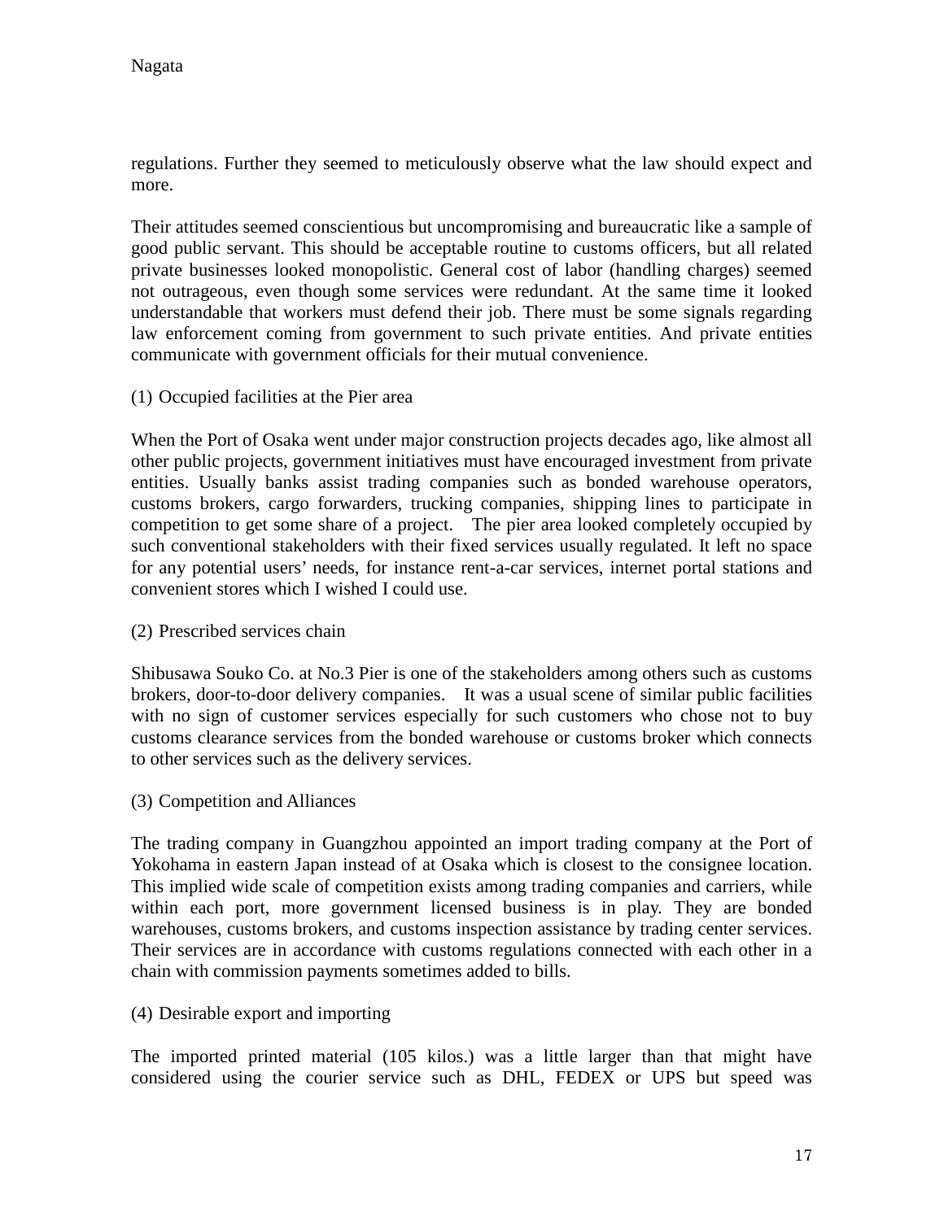regulations. Further they seemed to meticulously observe what the law should expect and more.

Their attitudes seemed conscientious but uncompromising and bureaucratic like a sample of good public servant. This should be acceptable routine to customs officers, but all related private businesses looked monopolistic. General cost of labor (handling charges) seemed not outrageous, even though some services were redundant. At the same time it looked understandable that workers must defend their job. There must be some signals regarding law enforcement coming from government to such private entities. And private entities communicate with government officials for their mutual convenience.

(1) Occupied facilities at the Pier area

When the Port of Osaka went under major construction projects decades ago, like almost all other public projects, government initiatives must have encouraged investment from private entities. Usually banks assist trading companies such as bonded warehouse operators, customs brokers, cargo forwarders, trucking companies, shipping lines to participate in competition to get some share of a project. The pier area looked completely occupied by such conventional stakeholders with their fixed services usually regulated. It left no space for any potential users' needs, for instance rent-a-car services, internet portal stations and convenient stores which I wished I could use.

(2) Prescribed services chain

Shibusawa Souko Co. at No.3 Pier is one of the stakeholders among others such as customs brokers, door-to-door delivery companies. It was a usual scene of similar public facilities with no sign of customer services especially for such customers who chose not to buy customs clearance services from the bonded warehouse or customs broker which connects to other services such as the delivery services.

(3) Competition and Alliances

The trading company in Guangzhou appointed an import trading company at the Port of Yokohama in eastern Japan instead of at Osaka which is closest to the consignee location. This implied wide scale of competition exists among trading companies and carriers, while within each port, more government licensed business is in play. They are bonded warehouses, customs brokers, and customs inspection assistance by trading center services. Their services are in accordance with customs regulations connected with each other in a chain with commission payments sometimes added to bills.

(4) Desirable export and importing

The imported printed material (105 kilos.) was a little larger than that might have considered using the courier service such as DHL, FEDEX or UPS but speed was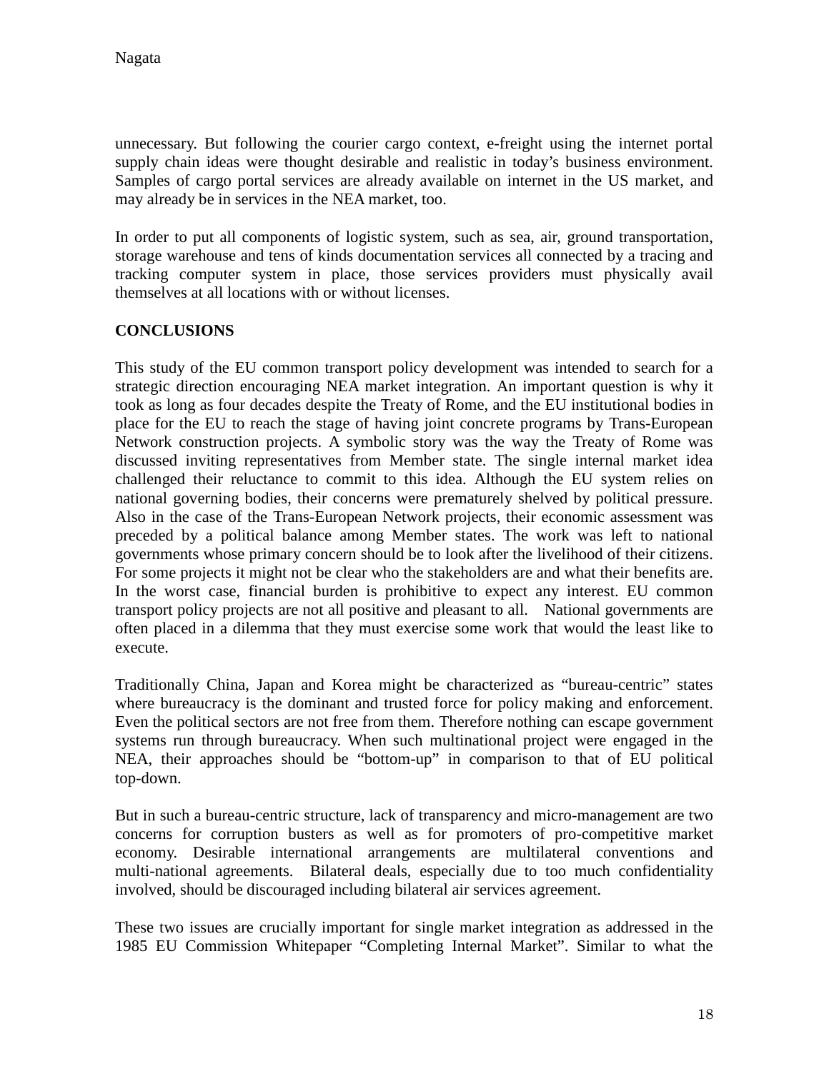unnecessary. But following the courier cargo context, e-freight using the internet portal supply chain ideas were thought desirable and realistic in today's business environment. Samples of cargo portal services are already available on internet in the US market, and may already be in services in the NEA market, too.

In order to put all components of logistic system, such as sea, air, ground transportation, storage warehouse and tens of kinds documentation services all connected by a tracing and tracking computer system in place, those services providers must physically avail themselves at all locations with or without licenses.

## CONCLUSIONS

This study of the EU common transport policy development was intended to search for a strategic direction encouraging NEA market integration. An important question is why it took as long as four decades despite the Treaty of Rome, and the EU institutional bodies in place for the EU to reach the stage of having joint concrete programs by Trans-European Network construction projects. A symbolic story was the way the Treaty of Rome was discussed inviting representatives from Member state. The single internal market idea challenged their reluctance to commit to this idea. Although the EU system relies on national governing bodies, their concerns were prematurely shelved by political pressure. Also in the case of the Trans-European Network projects, their economic assessment was preceded by a political balance among Member states. The work was left to national governments whose primary concern should be to look after the livelihood of their citizens. For some projects it might not be clear who the stakeholders are and what their benefits are. In the worst case, financial burden is prohibitive to expect any interest. EU common transport policy projects are not all positive and pleasant to all. National governments are often placed in a dilemma that they must exercise some work that would the least like to execute.

Traditionally China, Japan and Korea might be characterized as "bureau-centric" states where bureaucracy is the dominant and trusted force for policy making and enforcement. Even the political sectors are not free from them. Therefore nothing can escape government systems run through bureaucracy. When such multinational project were engaged in the NEA, their approaches should be "bottom-up" in comparison to that of EU political top-down.

But in such a bureau-centric structure, lack of transparency and micro-management are two concerns for corruption busters as well as for promoters of pro-competitive market economy. Desirable international arrangements are multilateral conventions and multi-national agreements. Bilateral deals, especially due to too much confidentiality involved, should be discouraged including bilateral air services agreement.

These two issues are crucially important for single market integration as addressed in the 1985 EU Commission Whitepaper "Completing Internal Market". Similar to what the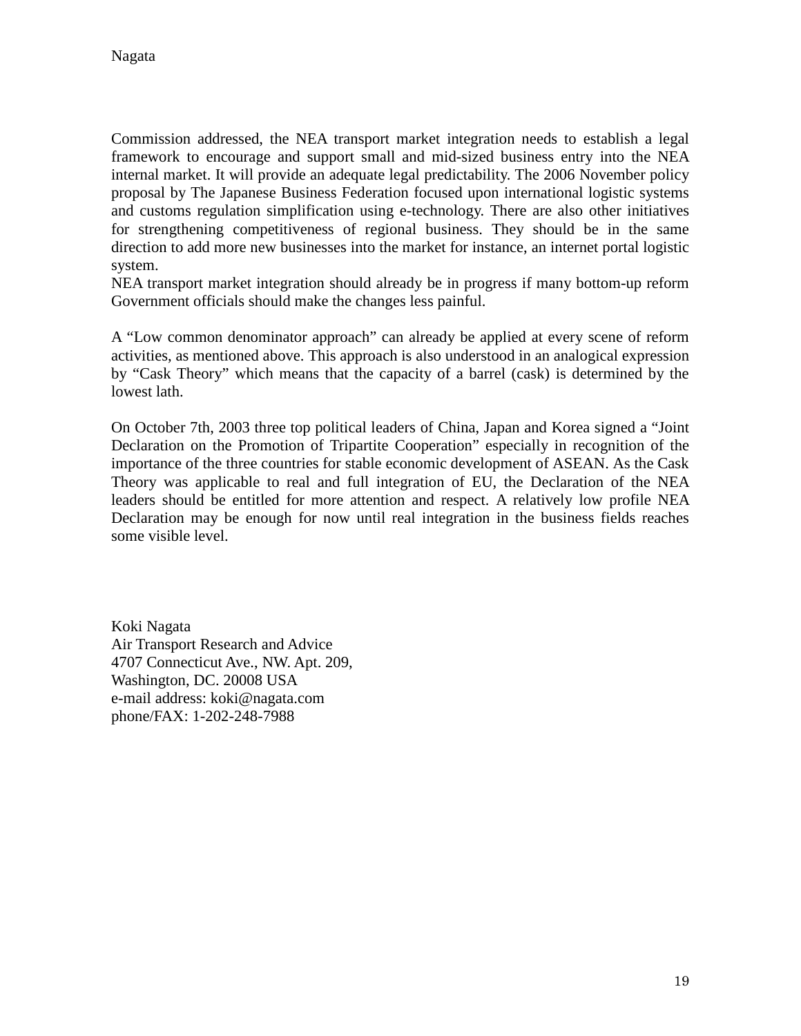Commission addressed, the NEA transport market integration needs to establish a legal framework to encourage and support small and mid-sized business entry into the NEA internal market. It will provide an adequate legal predictability. The 2006 November policy proposal by The Japanese Business Federation focused upon international logistic systems and customs regulation simplification using e-technology. There are also other initiatives for strengthening competitiveness of regional business. They should be in the same direction to add more new businesses into the market for instance, an internet portal logistic system.

NEA transport market integration should already be in progress if many bottom-up reform Government officials should make the changes less painful.

A "Low common denominator approach" can already be applied at every scene of reform activities, as mentioned above. This approach is also understood in an analogical expression by "Cask Theory" which means that the capacity of a barrel (cask) is determined by the lowest lath.

On October 7th, 2003 three top political leaders of China, Japan and Korea signed a "Joint Declaration on the Promotion of Tripartite Cooperation" especially in recognition of the importance of the three countries for stable economic development of ASEAN. As the Cask Theory was applicable to real and full integration of EU, the Declaration of the NEA leaders should be entitled for more attention and respect. A relatively low profile NEA Declaration may be enough for now until real integration in the business fields reaches some visible level.

Koki Nagata
Air Transport Research and Advice
4707 Connecticut Ave., NW. Apt. 209,
Washington, DC. 20008 USA
e-mail address: koki@nagata.com
phone/FAX: 1-202-248-7988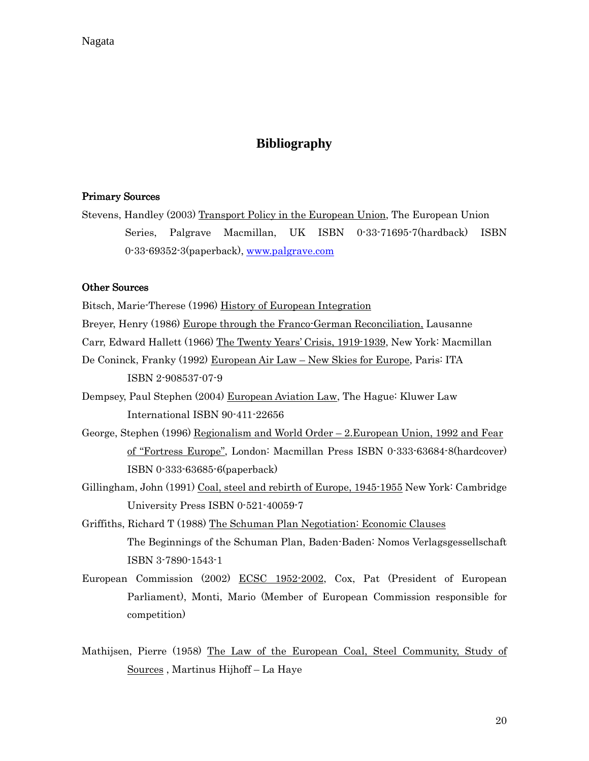# Bibliography

**Primary Sources**

Stevens, Handley (2003) Transport Policy in the European Union, The European Union Series, Palgrave Macmillan, UK ISBN 0-33-71695-7(hardback) ISBN 0-33-69352-3(paperback), www.palgrave.com

**Other Sources**

Bitsch, Marie-Therese (1996) History of European Integration

Breyer, Henry (1986) Europe through the Franco-German Reconciliation, Lausanne

Carr, Edward Hallett (1966) The Twenty Years' Crisis, 1919-1939, New York: Macmillan

De Coninck, Franky (1992) European Air Law – New Skies for Europe, Paris: ITA ISBN 2-908537-07-9

Dempsey, Paul Stephen (2004) European Aviation Law, The Hague: Kluwer Law International ISBN 90-411-22656

George, Stephen (1996) Regionalism and World Order – 2.European Union, 1992 and Fear of "Fortress Europe", London: Macmillan Press ISBN 0-333-63684-8(hardcover) ISBN 0-333-63685-6(paperback)

Gillingham, John (1991) Coal, steel and rebirth of Europe, 1945-1955 New York: Cambridge University Press ISBN 0-521-40059-7

Griffiths, Richard T (1988) The Schuman Plan Negotiation: Economic Clauses The Beginnings of the Schuman Plan, Baden-Baden: Nomos Verlagsgessellschaft ISBN 3-7890-1543-1

European Commission (2002) ECSC 1952-2002, Cox, Pat (President of European Parliament), Monti, Mario (Member of European Commission responsible for competition)

Mathijsen, Pierre (1958) The Law of the European Coal, Steel Community, Study of Sources , Martinus Hijhoff – La Haye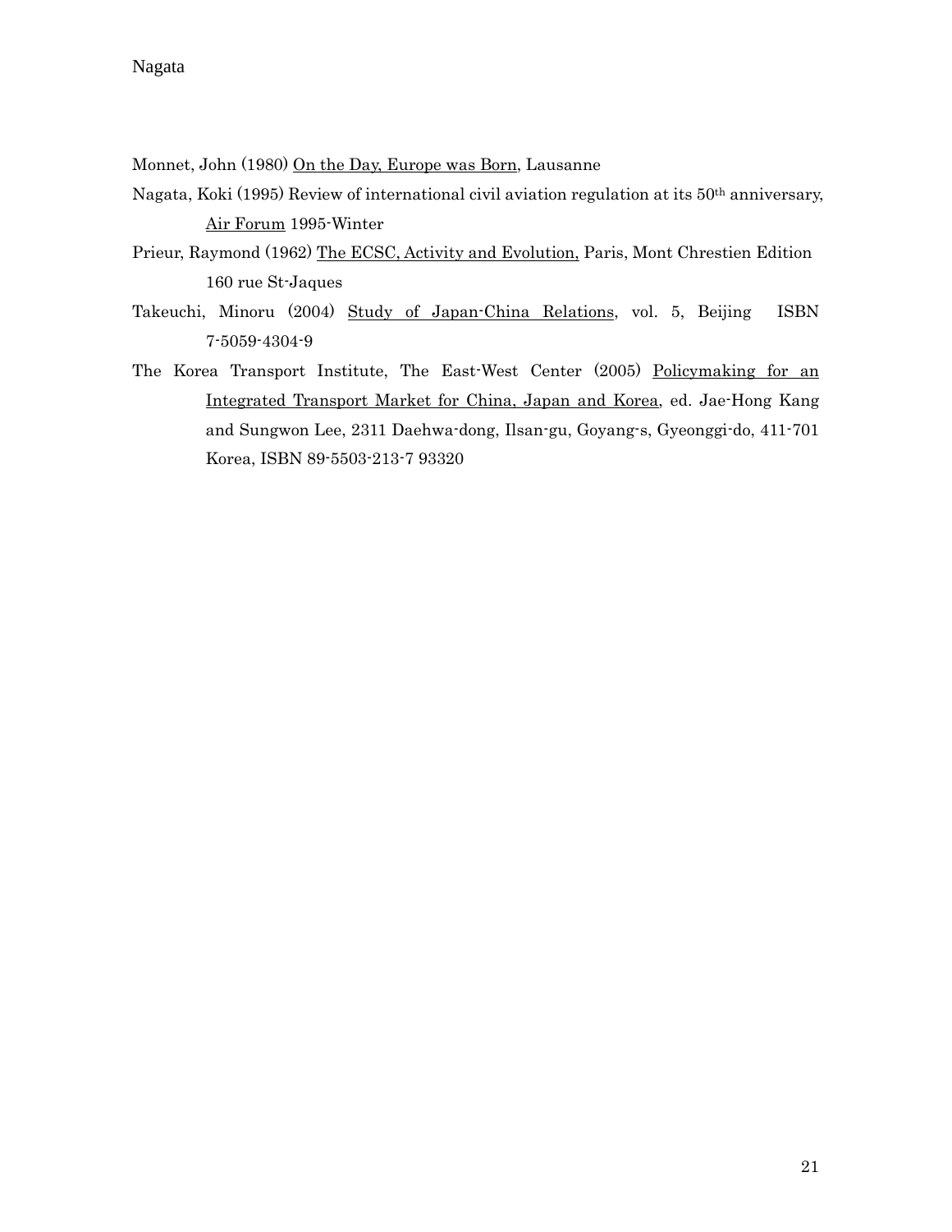Monnet, John (1980) <u>On the Day, Europe was Born</u>, Lausanne

Nagata, Koki (1995) Review of international civil aviation regulation at its 50th anniversary, <u>Air Forum</u> 1995-Winter

Prieur, Raymond (1962) <u>The ECSC, Activity and Evolution,</u> Paris, Mont Chrestien Edition 160 rue St-Jaques

Takeuchi, Minoru (2004) <u>Study of Japan-China Relations</u>, vol. 5, Beijing ISBN 7-5059-4304-9

The Korea Transport Institute, The East-West Center (2005) <u>Policymaking for an Integrated Transport Market for China, Japan and Korea</u>, ed. Jae-Hong Kang and Sungwon Lee, 2311 Daehwa-dong, Ilsan-gu, Goyang-s, Gyeonggi-do, 411-701 Korea, ISBN 89-5503-213-7 93320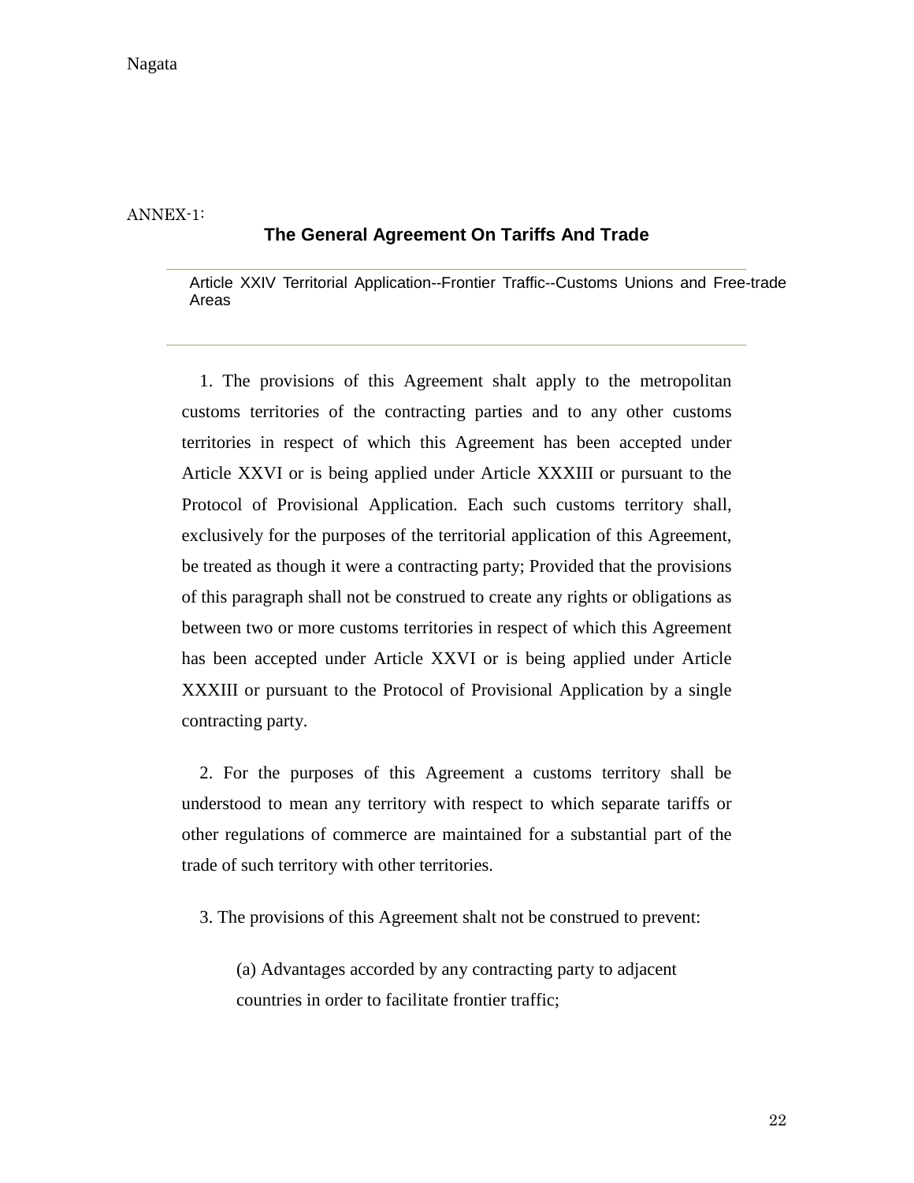ANNEX-1:

## The General Agreement On Tariffs And Trade

Article XXIV Territorial Application--Frontier Traffic--Customs Unions and Free-trade Areas

1. The provisions of this Agreement shalt apply to the metropolitan customs territories of the contracting parties and to any other customs territories in respect of which this Agreement has been accepted under Article XXVI or is being applied under Article XXXIII or pursuant to the Protocol of Provisional Application. Each such customs territory shall, exclusively for the purposes of the territorial application of this Agreement, be treated as though it were a contracting party; Provided that the provisions of this paragraph shall not be construed to create any rights or obligations as between two or more customs territories in respect of which this Agreement has been accepted under Article XXVI or is being applied under Article XXXIII or pursuant to the Protocol of Provisional Application by a single contracting party.

2. For the purposes of this Agreement a customs territory shall be understood to mean any territory with respect to which separate tariffs or other regulations of commerce are maintained for a substantial part of the trade of such territory with other territories.

3. The provisions of this Agreement shalt not be construed to prevent:

(a) Advantages accorded by any contracting party to adjacent countries in order to facilitate frontier traffic;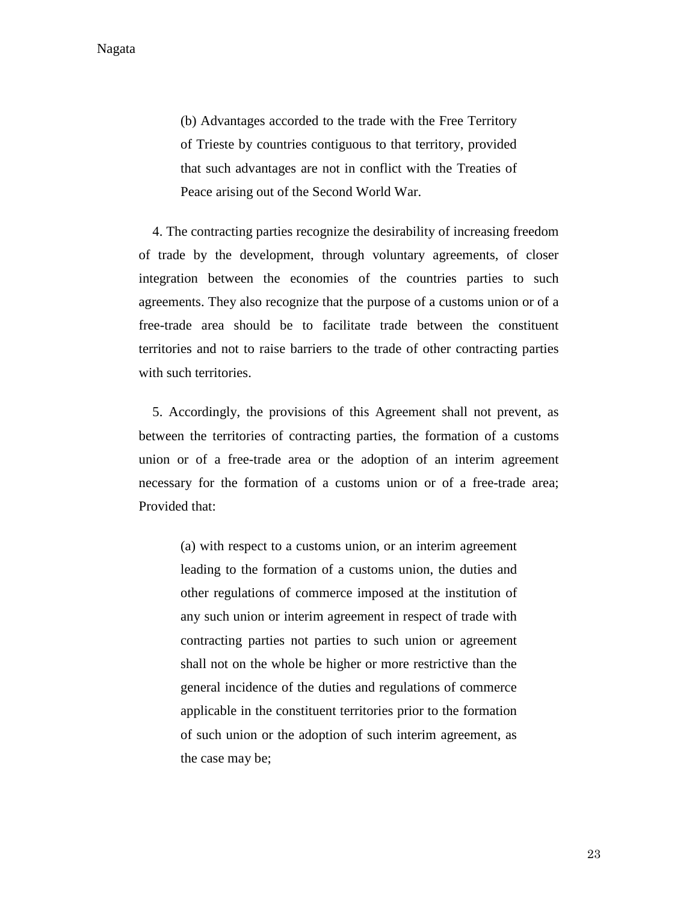> (b) Advantages accorded to the trade with the Free Territory of Trieste by countries contiguous to that territory, provided that such advantages are not in conflict with the Treaties of Peace arising out of the Second World War.

4. The contracting parties recognize the desirability of increasing freedom of trade by the development, through voluntary agreements, of closer integration between the economies of the countries parties to such agreements. They also recognize that the purpose of a customs union or of a free-trade area should be to facilitate trade between the constituent territories and not to raise barriers to the trade of other contracting parties with such territories.

5. Accordingly, the provisions of this Agreement shall not prevent, as between the territories of contracting parties, the formation of a customs union or of a free-trade area or the adoption of an interim agreement necessary for the formation of a customs union or of a free-trade area; Provided that:

> (a) with respect to a customs union, or an interim agreement leading to the formation of a customs union, the duties and other regulations of commerce imposed at the institution of any such union or interim agreement in respect of trade with contracting parties not parties to such union or agreement shall not on the whole be higher or more restrictive than the general incidence of the duties and regulations of commerce applicable in the constituent territories prior to the formation of such union or the adoption of such interim agreement, as the case may be;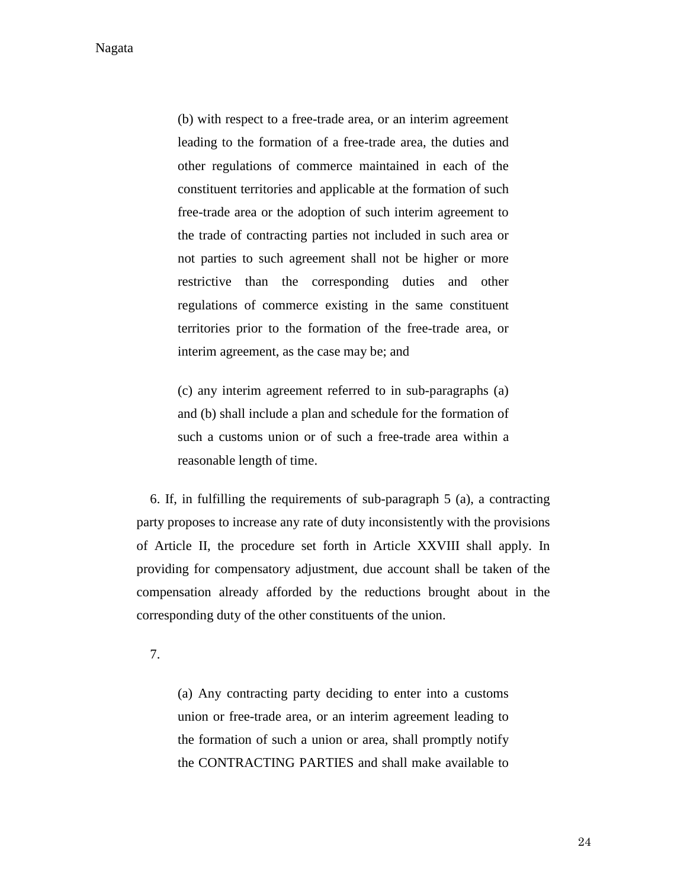> (b) with respect to a free-trade area, or an interim agreement leading to the formation of a free-trade area, the duties and other regulations of commerce maintained in each of the constituent territories and applicable at the formation of such free-trade area or the adoption of such interim agreement to the trade of contracting parties not included in such area or not parties to such agreement shall not be higher or more restrictive than the corresponding duties and other regulations of commerce existing in the same constituent territories prior to the formation of the free-trade area, or interim agreement, as the case may be; and
>
> (c) any interim agreement referred to in sub-paragraphs (a) and (b) shall include a plan and schedule for the formation of such a customs union or of such a free-trade area within a reasonable length of time.

6. If, in fulfilling the requirements of sub-paragraph 5 (a), a contracting party proposes to increase any rate of duty inconsistently with the provisions of Article II, the procedure set forth in Article XXVIII shall apply. In providing for compensatory adjustment, due account shall be taken of the compensation already afforded by the reductions brought about in the corresponding duty of the other constituents of the union.

7.

> (a) Any contracting party deciding to enter into a customs union or free-trade area, or an interim agreement leading to the formation of such a union or area, shall promptly notify the CONTRACTING PARTIES and shall make available to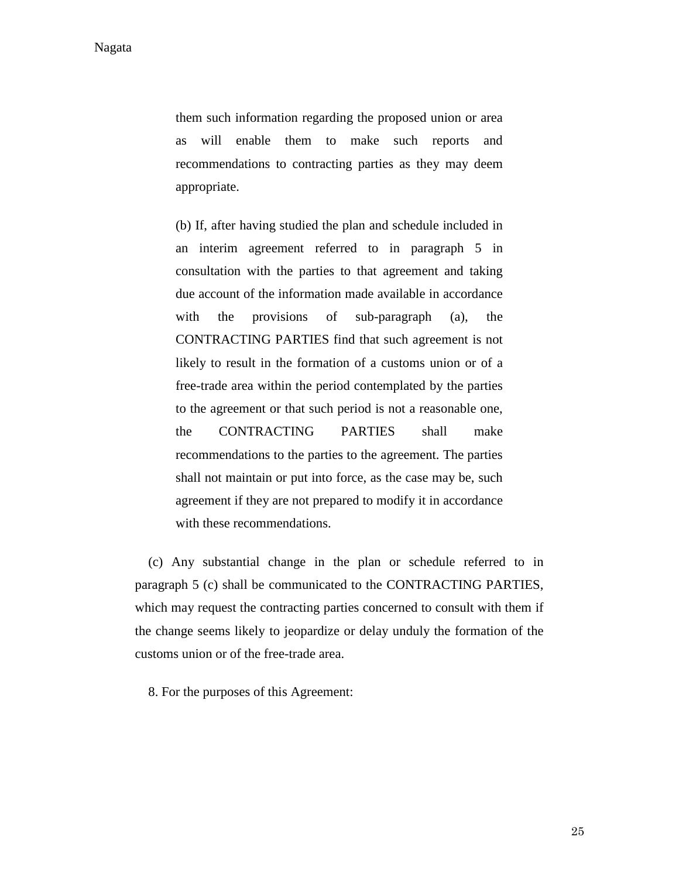> them such information regarding the proposed union or area as will enable them to make such reports and recommendations to contracting parties as they may deem appropriate.
>
> (b) If, after having studied the plan and schedule included in an interim agreement referred to in paragraph 5 in consultation with the parties to that agreement and taking due account of the information made available in accordance with the provisions of sub-paragraph (a), the CONTRACTING PARTIES find that such agreement is not likely to result in the formation of a customs union or of a free-trade area within the period contemplated by the parties to the agreement or that such period is not a reasonable one, the CONTRACTING PARTIES shall make recommendations to the parties to the agreement. The parties shall not maintain or put into force, as the case may be, such agreement if they are not prepared to modify it in accordance with these recommendations.

(c) Any substantial change in the plan or schedule referred to in paragraph 5 (c) shall be communicated to the CONTRACTING PARTIES, which may request the contracting parties concerned to consult with them if the change seems likely to jeopardize or delay unduly the formation of the customs union or of the free-trade area.

8. For the purposes of this Agreement: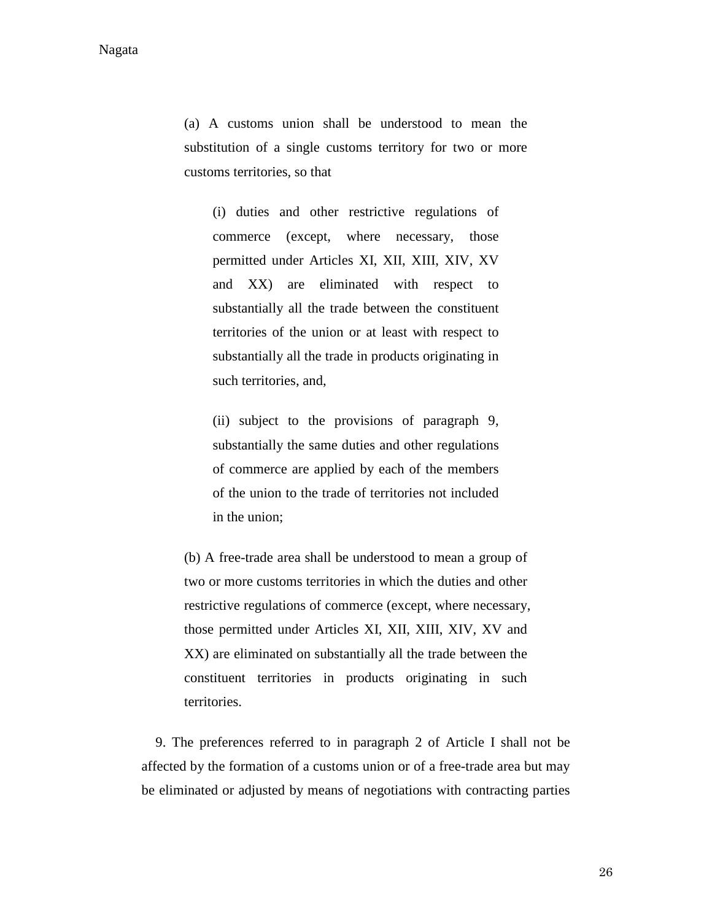> (a) A customs union shall be understood to mean the substitution of a single customs territory for two or more customs territories, so that
>
> > (i) duties and other restrictive regulations of commerce (except, where necessary, those permitted under Articles XI, XII, XIII, XIV, XV and XX) are eliminated with respect to substantially all the trade between the constituent territories of the union or at least with respect to substantially all the trade in products originating in such territories, and,
> >
> > (ii) subject to the provisions of paragraph 9, substantially the same duties and other regulations of commerce are applied by each of the members of the union to the trade of territories not included in the union;
>
> (b) A free-trade area shall be understood to mean a group of two or more customs territories in which the duties and other restrictive regulations of commerce (except, where necessary, those permitted under Articles XI, XII, XIII, XIV, XV and XX) are eliminated on substantially all the trade between the constituent territories in products originating in such territories.

9. The preferences referred to in paragraph 2 of Article I shall not be affected by the formation of a customs union or of a free-trade area but may be eliminated or adjusted by means of negotiations with contracting parties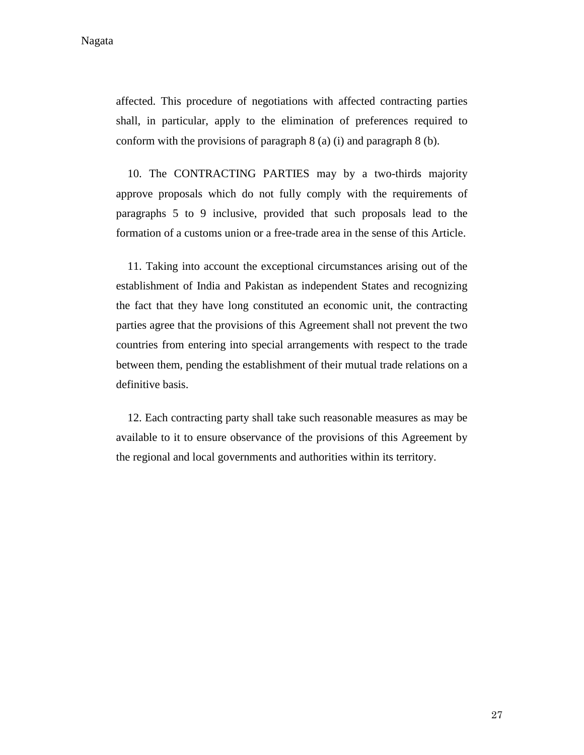affected. This procedure of negotiations with affected contracting parties shall, in particular, apply to the elimination of preferences required to conform with the provisions of paragraph 8 (a) (i) and paragraph 8 (b).

10. The CONTRACTING PARTIES may by a two-thirds majority approve proposals which do not fully comply with the requirements of paragraphs 5 to 9 inclusive, provided that such proposals lead to the formation of a customs union or a free-trade area in the sense of this Article.

11. Taking into account the exceptional circumstances arising out of the establishment of India and Pakistan as independent States and recognizing the fact that they have long constituted an economic unit, the contracting parties agree that the provisions of this Agreement shall not prevent the two countries from entering into special arrangements with respect to the trade between them, pending the establishment of their mutual trade relations on a definitive basis.

12. Each contracting party shall take such reasonable measures as may be available to it to ensure observance of the provisions of this Agreement by the regional and local governments and authorities within its territory.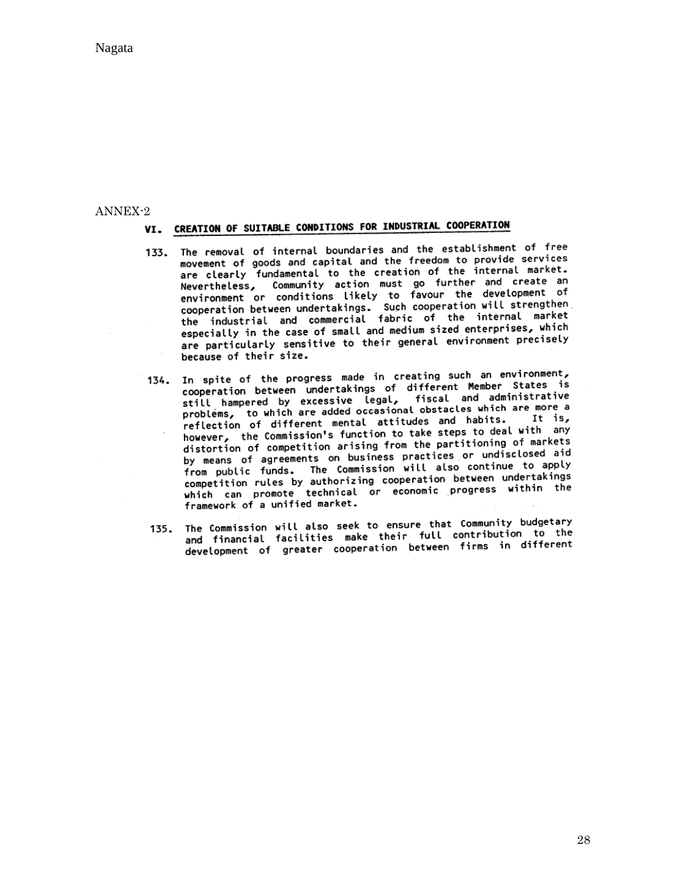ANNEX-2

## VI. CREATION OF SUITABLE CONDITIONS FOR INDUSTRIAL COOPERATION

133. The removal of internal boundaries and the establishment of free movement of goods and capital and the freedom to provide services are clearly fundamental to the creation of the internal market. Nevertheless, Community action must go further and create an environment or conditions likely to favour the development of cooperation between undertakings. Such cooperation will strengthen the industrial and commercial fabric of the internal market especially in the case of small and medium sized enterprises, which are particularly sensitive to their general environment precisely because of their size.

134. In spite of the progress made in creating such an environment, cooperation between undertakings of different Member States is still hampered by excessive legal, fiscal and administrative problems, to which are added occasional obstacles which are more a reflection of different mental attitudes and habits. It is, however, the Commission's function to take steps to deal with any distortion of competition arising from the partitioning of markets by means of agreements on business practices or undisclosed aid from public funds. The Commission will also continue to apply competition rules by authorizing cooperation between undertakings which can promote technical or economic progress within the framework of a unified market.

135. The Commission will also seek to ensure that Community budgetary and financial facilities make their full contribution to the development of greater cooperation between firms in different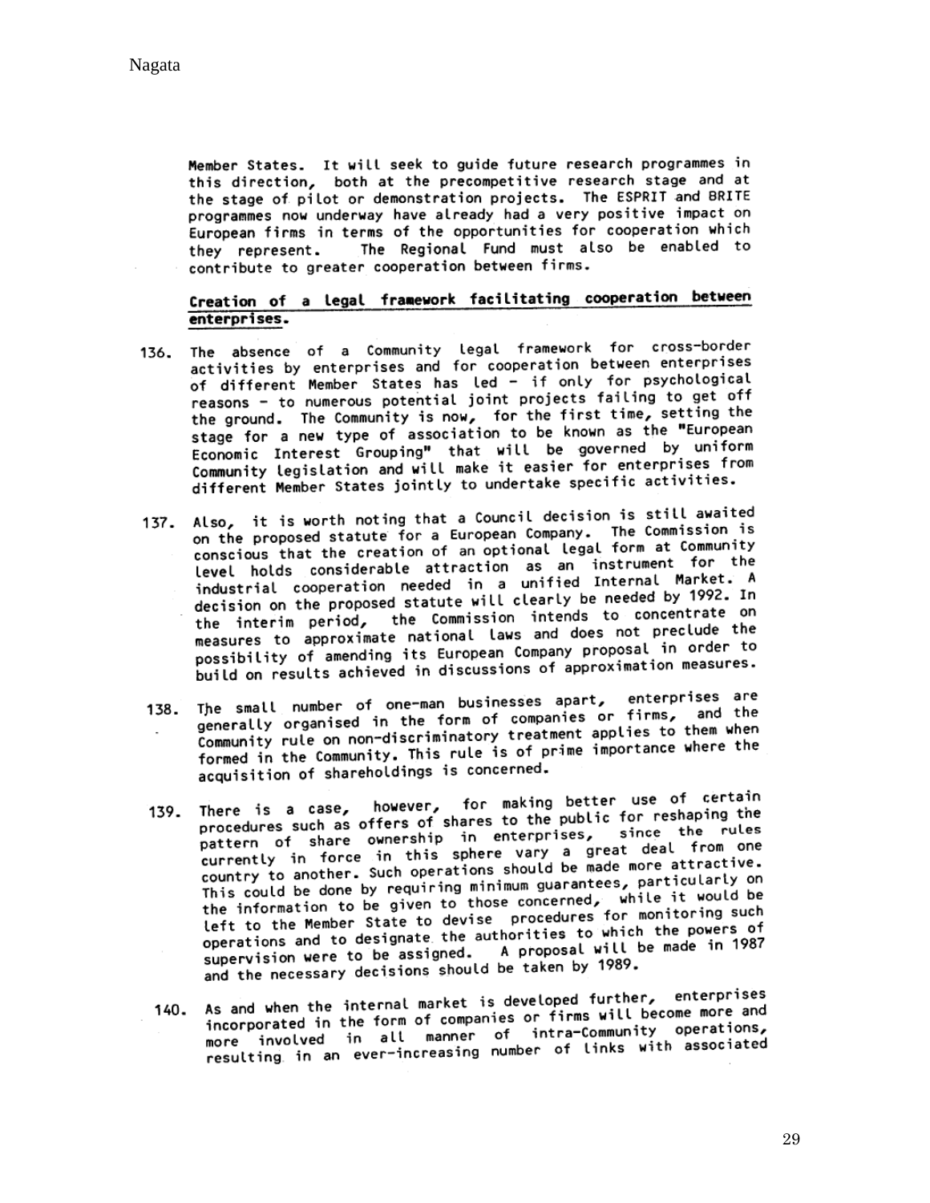Member States. It will seek to guide future research programmes in this direction, both at the precompetitive research stage and at the stage of pilot or demonstration projects. The ESPRIT and BRITE programmes now underway have already had a very positive impact on European firms in terms of the opportunities for cooperation which they represent. The Regional Fund must also be enabled to contribute to greater cooperation between firms.

**Creation of a legal framework facilitating cooperation between enterprises.**

136. The absence of a Community legal framework for cross-border activities by enterprises and for cooperation between enterprises of different Member States has led - if only for psychological reasons - to numerous potential joint projects failing to get off the ground. The Community is now, for the first time, setting the stage for a new type of association to be known as the "European Economic Interest Grouping" that will be governed by uniform Community legislation and will make it easier for enterprises from different Member States jointly to undertake specific activities.

137. Also, it is worth noting that a Council decision is still awaited on the proposed statute for a European Company. The Commission is conscious that the creation of an optional legal form at Community level holds considerable attraction as an instrument for the industrial cooperation needed in a unified Internal Market. A decision on the proposed statute will clearly be needed by 1992. In the interim period, the Commission intends to concentrate on measures to approximate national laws and does not preclude the possibility of amending its European Company proposal in order to build on results achieved in discussions of approximation measures.

138. The small number of one-man businesses apart, enterprises are generally organised in the form of companies or firms, and the Community rule on non-discriminatory treatment applies to them when formed in the Community. This rule is of prime importance where the acquisition of shareholdings is concerned.

139. There is a case, however, for making better use of certain procedures such as offers of shares to the public for reshaping the pattern of share ownership in enterprises, since the rules currently in force in this sphere vary a great deal from one country to another. Such operations should be made more attractive. This could be done by requiring minimum guarantees, particularly on the information to be given to those concerned, while it would be left to the Member State to devise procedures for monitoring such operations and to designate the authorities to which the powers of supervision were to be assigned. A proposal will be made in 1987 and the necessary decisions should be taken by 1989.

140. As and when the internal market is developed further, enterprises incorporated in the form of companies or firms will become more and more involved in all manner of intra-Community operations, resulting in an ever-increasing number of links with associated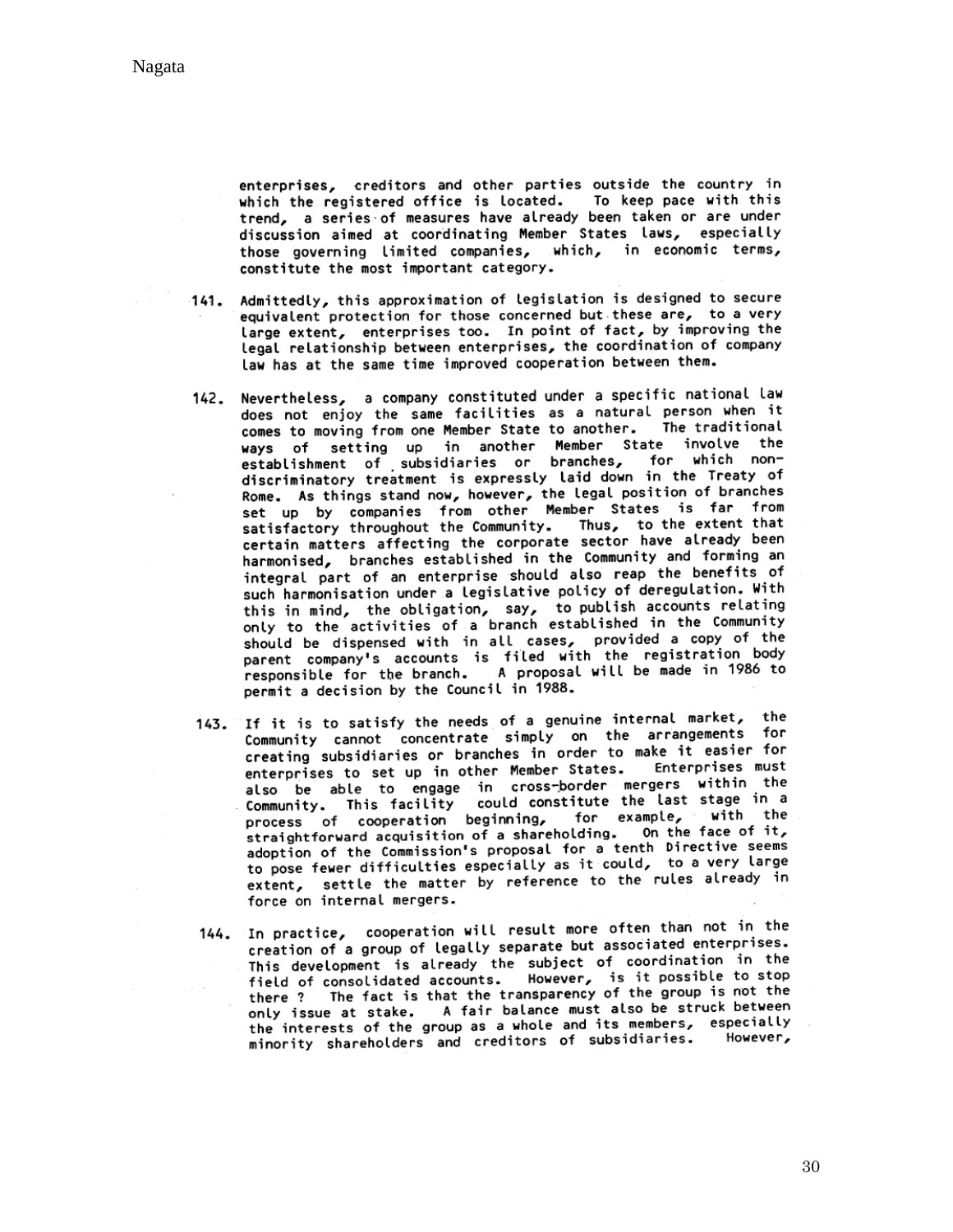enterprises, creditors and other parties outside the country in which the registered office is located. To keep pace with this trend, a series of measures have already been taken or are under discussion aimed at coordinating Member States laws, especially those governing limited companies, which, in economic terms, constitute the most important category.

141. Admittedly, this approximation of legislation is designed to secure equivalent protection for those concerned but these are, to a very large extent, enterprises too. In point of fact, by improving the legal relationship between enterprises, the coordination of company law has at the same time improved cooperation between them.

142. Nevertheless, a company constituted under a specific national law does not enjoy the same facilities as a natural person when it comes to moving from one Member State to another. The traditional ways of setting up in another Member State involve the establishment of subsidiaries or branches, for which non-discriminatory treatment is expressly laid down in the Treaty of Rome. As things stand now, however, the legal position of branches set up by companies from other Member States is far from satisfactory throughout the Community. Thus, to the extent that certain matters affecting the corporate sector have already been harmonised, branches established in the Community and forming an integral part of an enterprise should also reap the benefits of such harmonisation under a legislative policy of deregulation. With this in mind, the obligation, say, to publish accounts relating only to the activities of a branch established in the Community should be dispensed with in all cases, provided a copy of the parent company's accounts is filed with the registration body responsible for the branch. A proposal will be made in 1986 to permit a decision by the Council in 1988.

143. If it is to satisfy the needs of a genuine internal market, the Community cannot concentrate simply on the arrangements for creating subsidiaries or branches in order to make it easier for enterprises to set up in other Member States. Enterprises must also be able to engage in cross-border mergers within the Community. This facility could constitute the last stage in a process of cooperation beginning, for example, with the straightforward acquisition of a shareholding. On the face of it, adoption of the Commission's proposal for a tenth Directive seems to pose fewer difficulties especially as it could, to a very large extent, settle the matter by reference to the rules already in force on internal mergers.

144. In practice, cooperation will result more often than not in the creation of a group of legally separate but associated enterprises. This development is already the subject of coordination in the field of consolidated accounts. However, is it possible to stop there ? The fact is that the transparency of the group is not the only issue at stake. A fair balance must also be struck between the interests of the group as a whole and its members, especially minority shareholders and creditors of subsidiaries. However,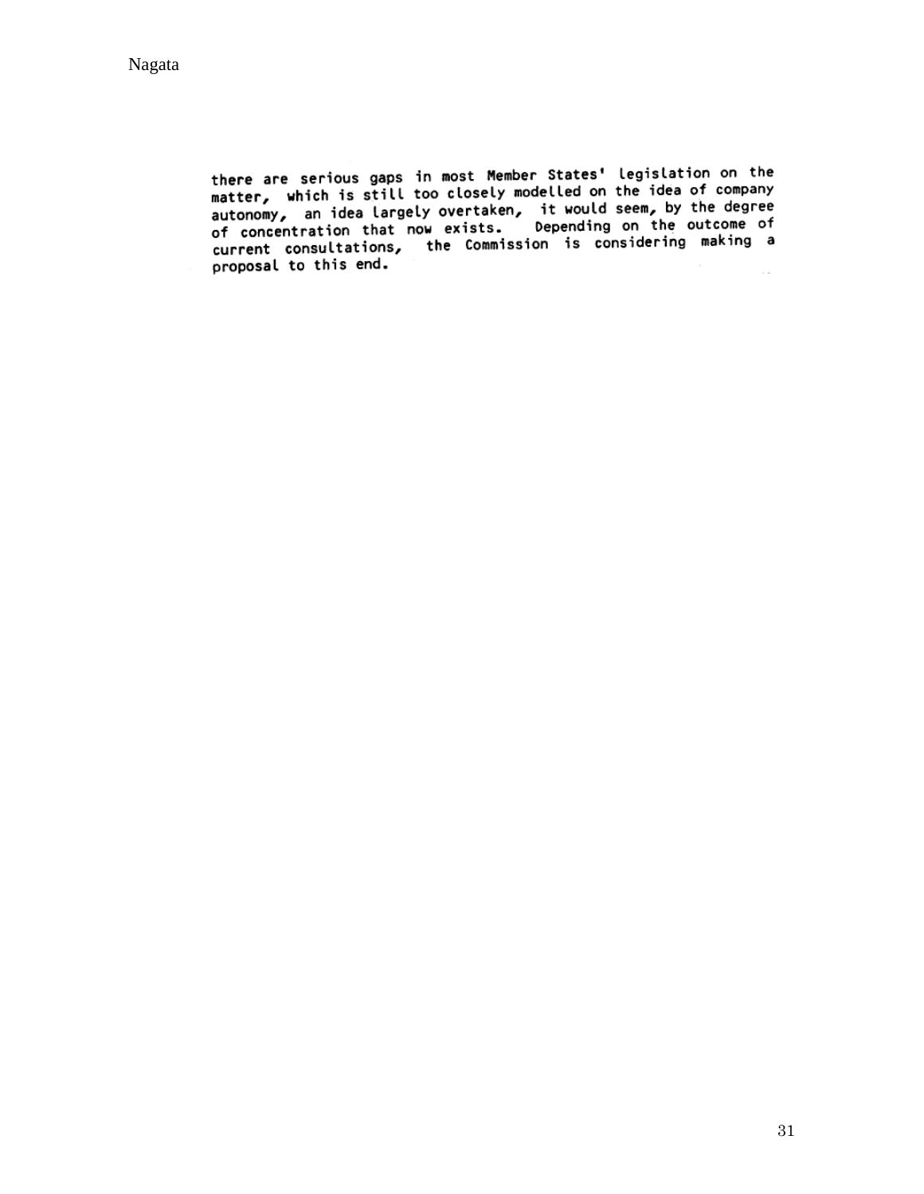there are serious gaps in most Member States' legislation on the matter, which is still too closely modelled on the idea of company autonomy, an idea largely overtaken, it would seem, by the degree of concentration that now exists. Depending on the outcome of current consultations, the Commission is considering making a proposal to this end.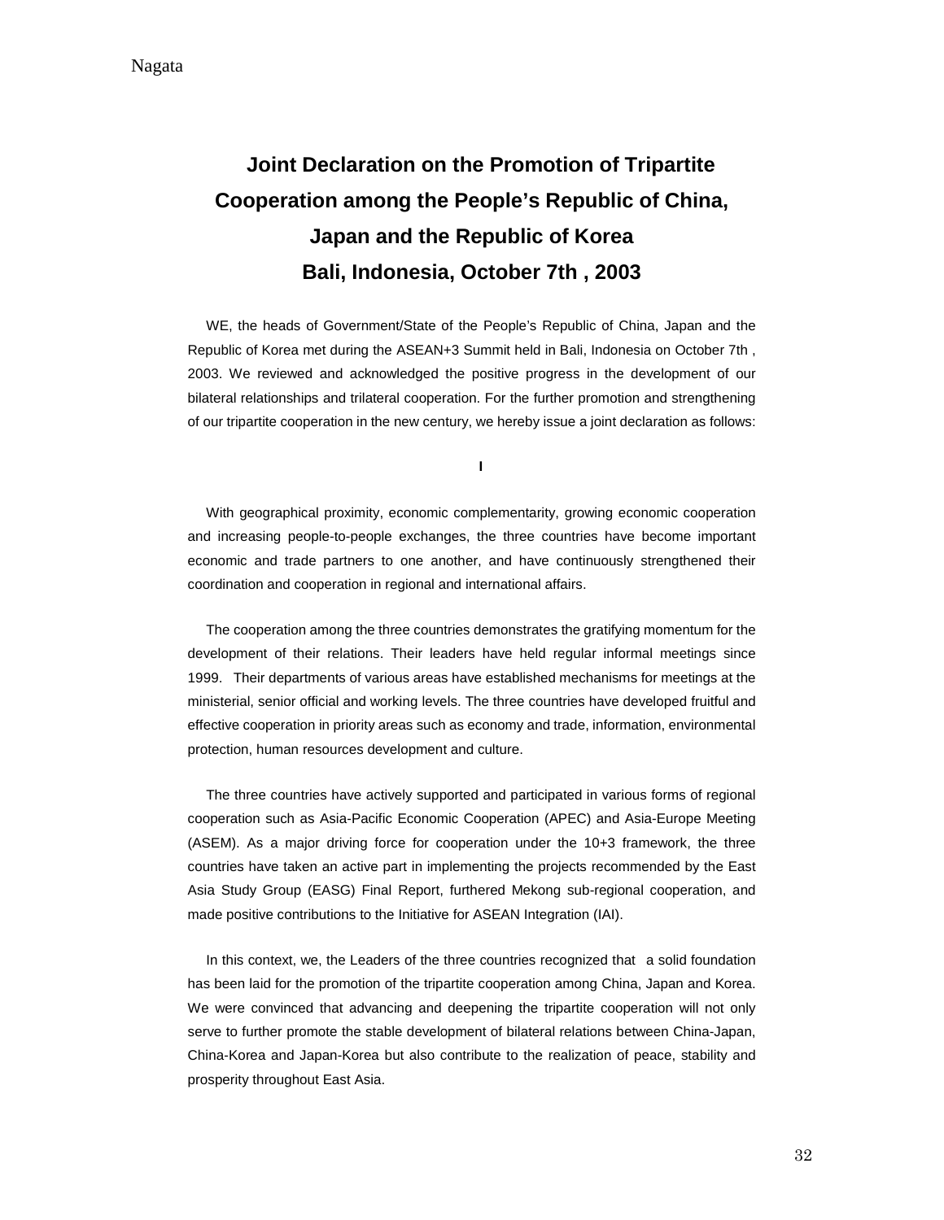# Joint Declaration on the Promotion of Tripartite Cooperation among the People's Republic of China, Japan and the Republic of Korea

# Bali, Indonesia, October 7th , 2003

WE, the heads of Government/State of the People's Republic of China, Japan and the Republic of Korea met during the ASEAN+3 Summit held in Bali, Indonesia on October 7th , 2003. We reviewed and acknowledged the positive progress in the development of our bilateral relationships and trilateral cooperation. For the further promotion and strengthening of our tripartite cooperation in the new century, we hereby issue a joint declaration as follows:

## I

With geographical proximity, economic complementarity, growing economic cooperation and increasing people-to-people exchanges, the three countries have become important economic and trade partners to one another, and have continuously strengthened their coordination and cooperation in regional and international affairs.

The cooperation among the three countries demonstrates the gratifying momentum for the development of their relations. Their leaders have held regular informal meetings since 1999. Their departments of various areas have established mechanisms for meetings at the ministerial, senior official and working levels. The three countries have developed fruitful and effective cooperation in priority areas such as economy and trade, information, environmental protection, human resources development and culture.

The three countries have actively supported and participated in various forms of regional cooperation such as Asia-Pacific Economic Cooperation (APEC) and Asia-Europe Meeting (ASEM). As a major driving force for cooperation under the 10+3 framework, the three countries have taken an active part in implementing the projects recommended by the East Asia Study Group (EASG) Final Report, furthered Mekong sub-regional cooperation, and made positive contributions to the Initiative for ASEAN Integration (IAI).

In this context, we, the Leaders of the three countries recognized that a solid foundation has been laid for the promotion of the tripartite cooperation among China, Japan and Korea. We were convinced that advancing and deepening the tripartite cooperation will not only serve to further promote the stable development of bilateral relations between China-Japan, China-Korea and Japan-Korea but also contribute to the realization of peace, stability and prosperity throughout East Asia.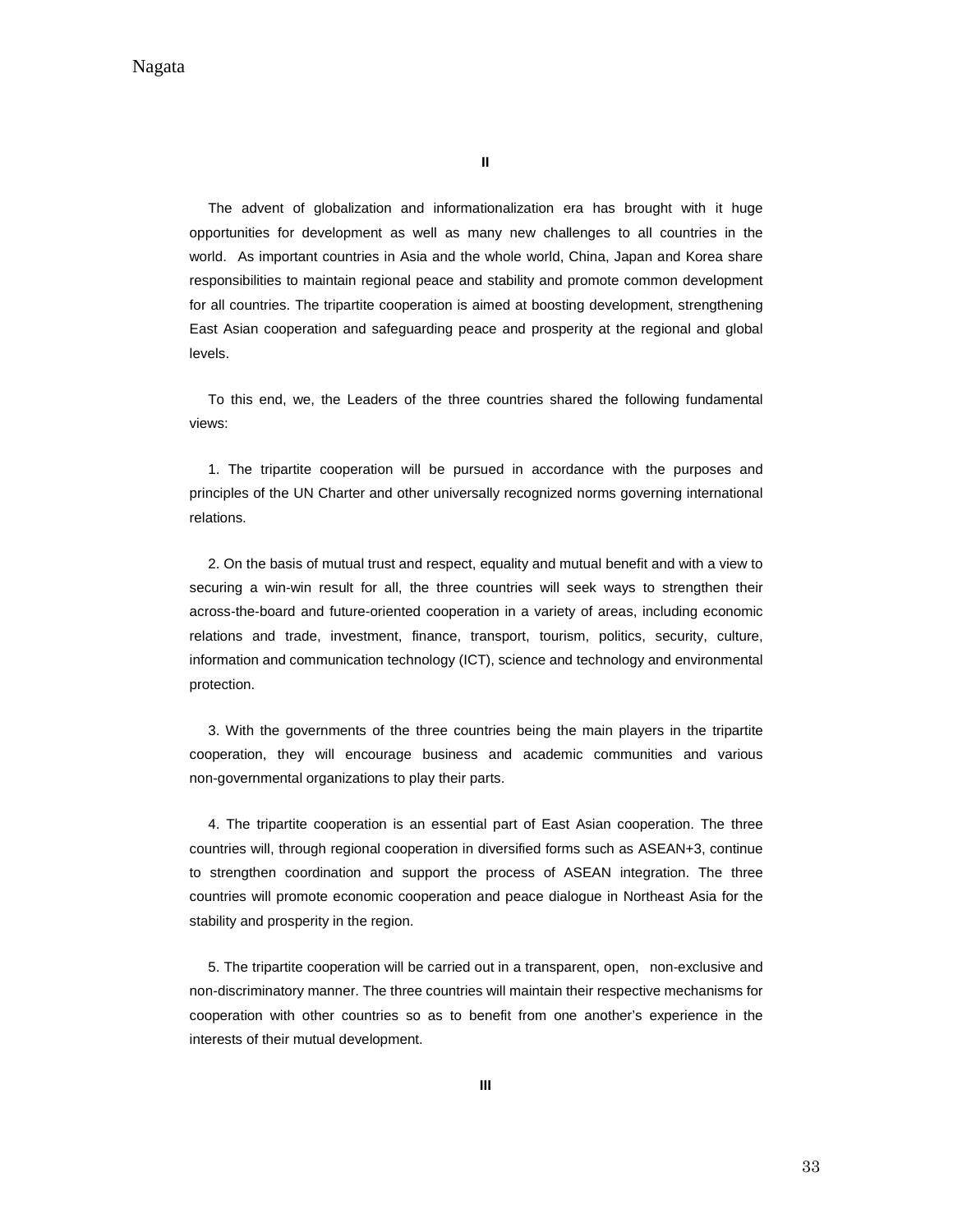**II**

The advent of globalization and informationalization era has brought with it huge opportunities for development as well as many new challenges to all countries in the world. As important countries in Asia and the whole world, China, Japan and Korea share responsibilities to maintain regional peace and stability and promote common development for all countries. The tripartite cooperation is aimed at boosting development, strengthening East Asian cooperation and safeguarding peace and prosperity at the regional and global levels.

To this end, we, the Leaders of the three countries shared the following fundamental views:

1. The tripartite cooperation will be pursued in accordance with the purposes and principles of the UN Charter and other universally recognized norms governing international relations.

2. On the basis of mutual trust and respect, equality and mutual benefit and with a view to securing a win-win result for all, the three countries will seek ways to strengthen their across-the-board and future-oriented cooperation in a variety of areas, including economic relations and trade, investment, finance, transport, tourism, politics, security, culture, information and communication technology (ICT), science and technology and environmental protection.

3. With the governments of the three countries being the main players in the tripartite cooperation, they will encourage business and academic communities and various non-governmental organizations to play their parts.

4. The tripartite cooperation is an essential part of East Asian cooperation. The three countries will, through regional cooperation in diversified forms such as ASEAN+3, continue to strengthen coordination and support the process of ASEAN integration. The three countries will promote economic cooperation and peace dialogue in Northeast Asia for the stability and prosperity in the region.

5. The tripartite cooperation will be carried out in a transparent, open, non-exclusive and non-discriminatory manner. The three countries will maintain their respective mechanisms for cooperation with other countries so as to benefit from one another's experience in the interests of their mutual development.

**III**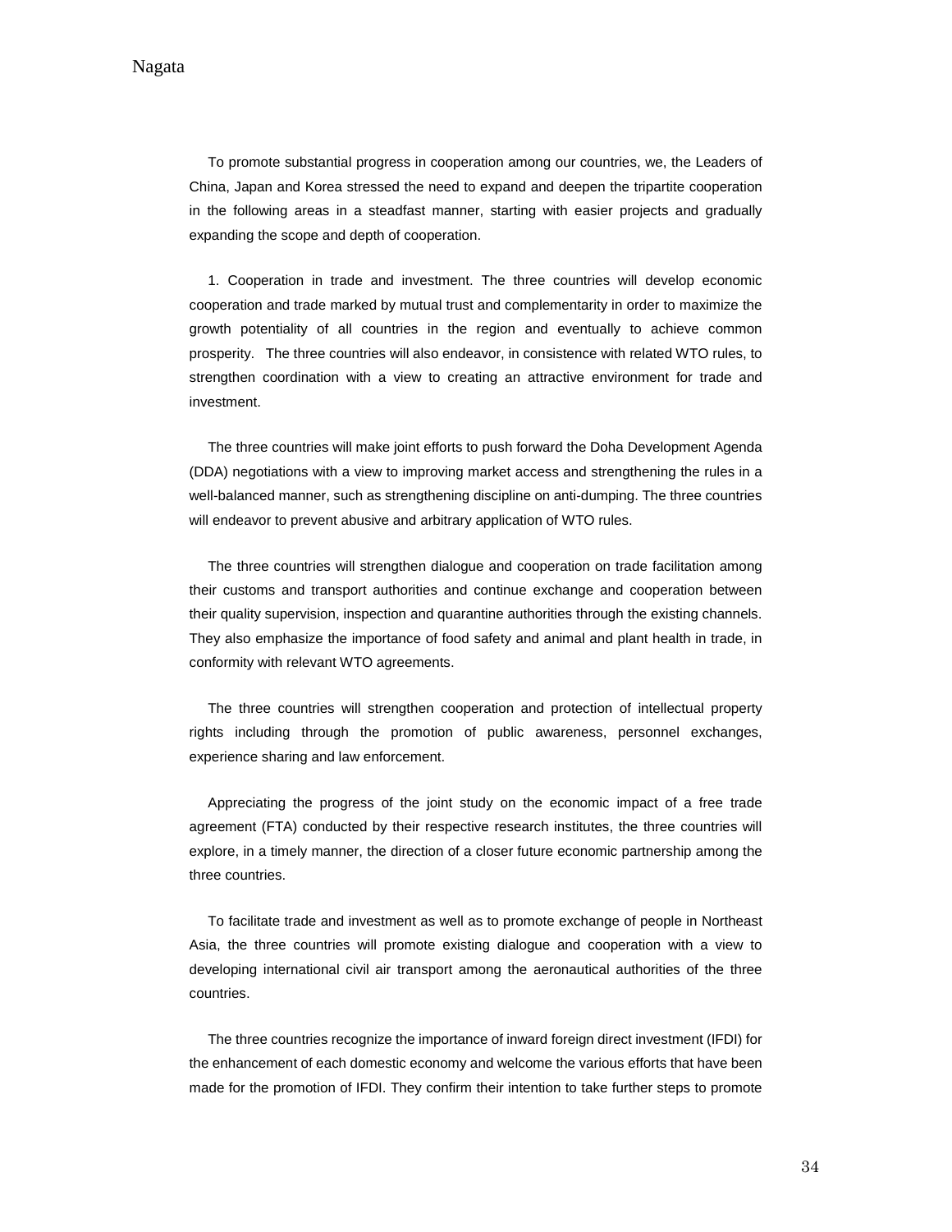To promote substantial progress in cooperation among our countries, we, the Leaders of China, Japan and Korea stressed the need to expand and deepen the tripartite cooperation in the following areas in a steadfast manner, starting with easier projects and gradually expanding the scope and depth of cooperation.

1. Cooperation in trade and investment. The three countries will develop economic cooperation and trade marked by mutual trust and complementarity in order to maximize the growth potentiality of all countries in the region and eventually to achieve common prosperity. The three countries will also endeavor, in consistence with related WTO rules, to strengthen coordination with a view to creating an attractive environment for trade and investment.

The three countries will make joint efforts to push forward the Doha Development Agenda (DDA) negotiations with a view to improving market access and strengthening the rules in a well-balanced manner, such as strengthening discipline on anti-dumping. The three countries will endeavor to prevent abusive and arbitrary application of WTO rules.

The three countries will strengthen dialogue and cooperation on trade facilitation among their customs and transport authorities and continue exchange and cooperation between their quality supervision, inspection and quarantine authorities through the existing channels. They also emphasize the importance of food safety and animal and plant health in trade, in conformity with relevant WTO agreements.

The three countries will strengthen cooperation and protection of intellectual property rights including through the promotion of public awareness, personnel exchanges, experience sharing and law enforcement.

Appreciating the progress of the joint study on the economic impact of a free trade agreement (FTA) conducted by their respective research institutes, the three countries will explore, in a timely manner, the direction of a closer future economic partnership among the three countries.

To facilitate trade and investment as well as to promote exchange of people in Northeast Asia, the three countries will promote existing dialogue and cooperation with a view to developing international civil air transport among the aeronautical authorities of the three countries.

The three countries recognize the importance of inward foreign direct investment (IFDI) for the enhancement of each domestic economy and welcome the various efforts that have been made for the promotion of IFDI. They confirm their intention to take further steps to promote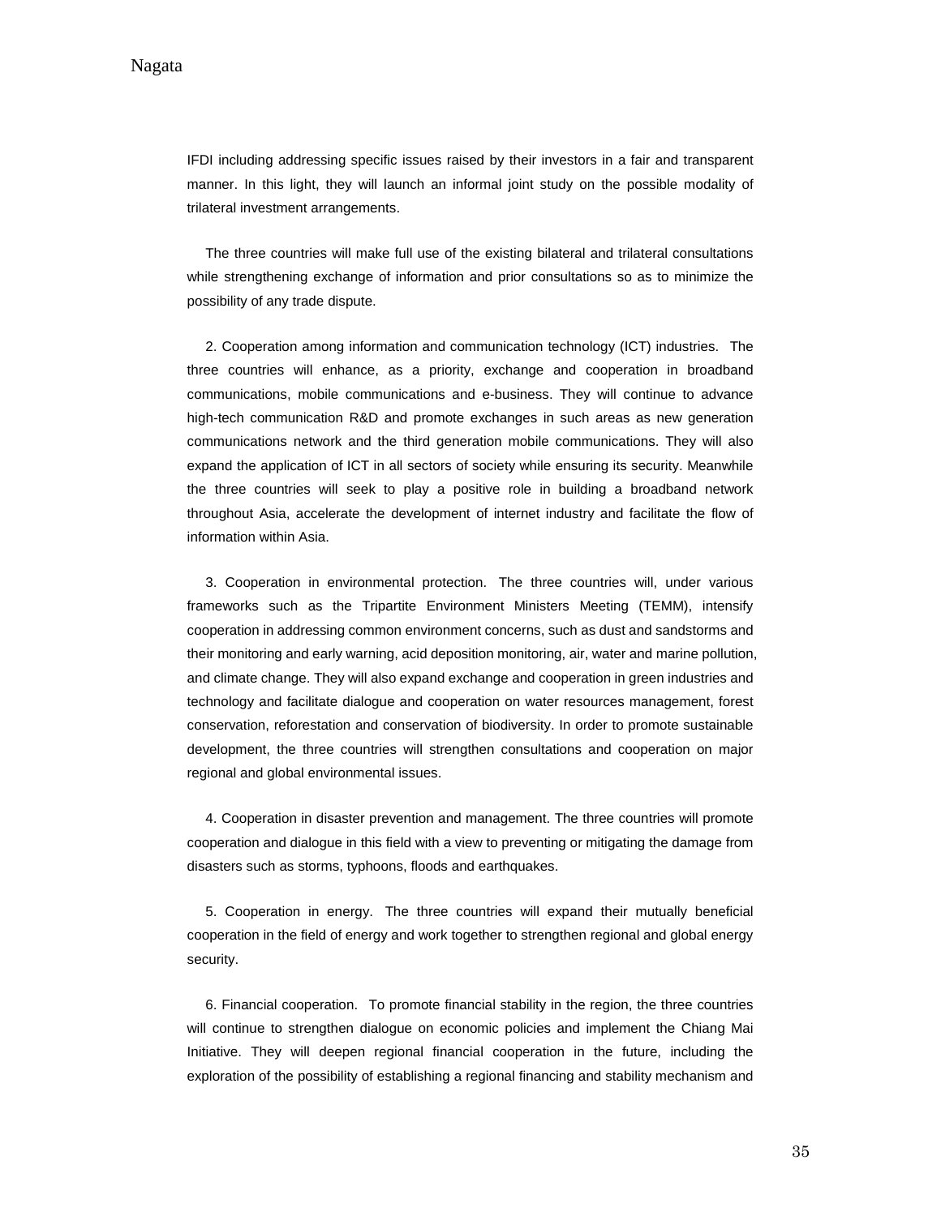IFDI including addressing specific issues raised by their investors in a fair and transparent manner. In this light, they will launch an informal joint study on the possible modality of trilateral investment arrangements.

The three countries will make full use of the existing bilateral and trilateral consultations while strengthening exchange of information and prior consultations so as to minimize the possibility of any trade dispute.

2. Cooperation among information and communication technology (ICT) industries. The three countries will enhance, as a priority, exchange and cooperation in broadband communications, mobile communications and e-business. They will continue to advance high-tech communication R&D and promote exchanges in such areas as new generation communications network and the third generation mobile communications. They will also expand the application of ICT in all sectors of society while ensuring its security. Meanwhile the three countries will seek to play a positive role in building a broadband network throughout Asia, accelerate the development of internet industry and facilitate the flow of information within Asia.

3. Cooperation in environmental protection. The three countries will, under various frameworks such as the Tripartite Environment Ministers Meeting (TEMM), intensify cooperation in addressing common environment concerns, such as dust and sandstorms and their monitoring and early warning, acid deposition monitoring, air, water and marine pollution, and climate change. They will also expand exchange and cooperation in green industries and technology and facilitate dialogue and cooperation on water resources management, forest conservation, reforestation and conservation of biodiversity. In order to promote sustainable development, the three countries will strengthen consultations and cooperation on major regional and global environmental issues.

4. Cooperation in disaster prevention and management. The three countries will promote cooperation and dialogue in this field with a view to preventing or mitigating the damage from disasters such as storms, typhoons, floods and earthquakes.

5. Cooperation in energy. The three countries will expand their mutually beneficial cooperation in the field of energy and work together to strengthen regional and global energy security.

6. Financial cooperation. To promote financial stability in the region, the three countries will continue to strengthen dialogue on economic policies and implement the Chiang Mai Initiative. They will deepen regional financial cooperation in the future, including the exploration of the possibility of establishing a regional financing and stability mechanism and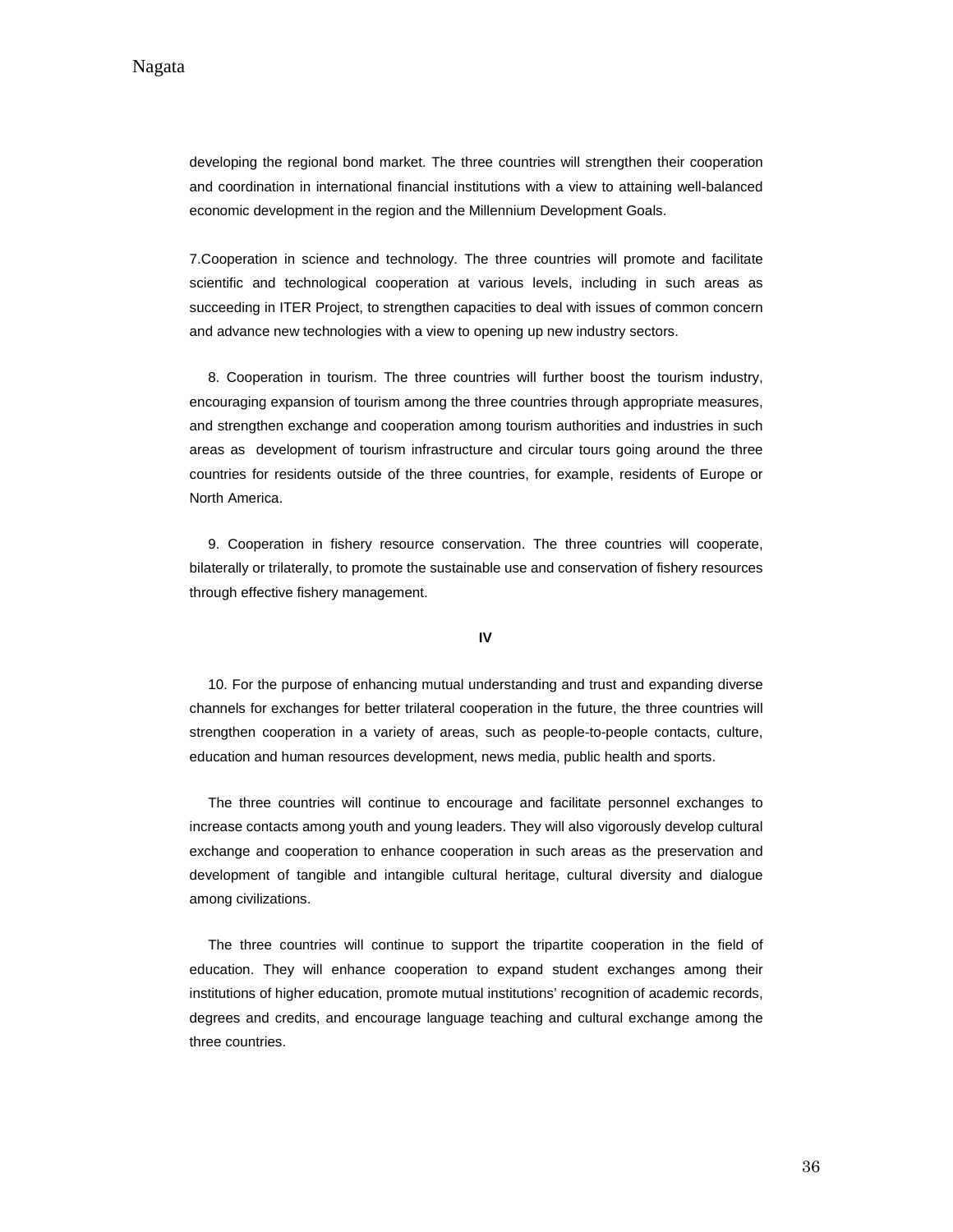developing the regional bond market. The three countries will strengthen their cooperation and coordination in international financial institutions with a view to attaining well-balanced economic development in the region and the Millennium Development Goals.

7.Cooperation in science and technology. The three countries will promote and facilitate scientific and technological cooperation at various levels, including in such areas as succeeding in ITER Project, to strengthen capacities to deal with issues of common concern and advance new technologies with a view to opening up new industry sectors.

8. Cooperation in tourism. The three countries will further boost the tourism industry, encouraging expansion of tourism among the three countries through appropriate measures, and strengthen exchange and cooperation among tourism authorities and industries in such areas as development of tourism infrastructure and circular tours going around the three countries for residents outside of the three countries, for example, residents of Europe or North America.

9. Cooperation in fishery resource conservation. The three countries will cooperate, bilaterally or trilaterally, to promote the sustainable use and conservation of fishery resources through effective fishery management.

**IV**

10. For the purpose of enhancing mutual understanding and trust and expanding diverse channels for exchanges for better trilateral cooperation in the future, the three countries will strengthen cooperation in a variety of areas, such as people-to-people contacts, culture, education and human resources development, news media, public health and sports.

The three countries will continue to encourage and facilitate personnel exchanges to increase contacts among youth and young leaders. They will also vigorously develop cultural exchange and cooperation to enhance cooperation in such areas as the preservation and development of tangible and intangible cultural heritage, cultural diversity and dialogue among civilizations.

The three countries will continue to support the tripartite cooperation in the field of education. They will enhance cooperation to expand student exchanges among their institutions of higher education, promote mutual institutions' recognition of academic records, degrees and credits, and encourage language teaching and cultural exchange among the three countries.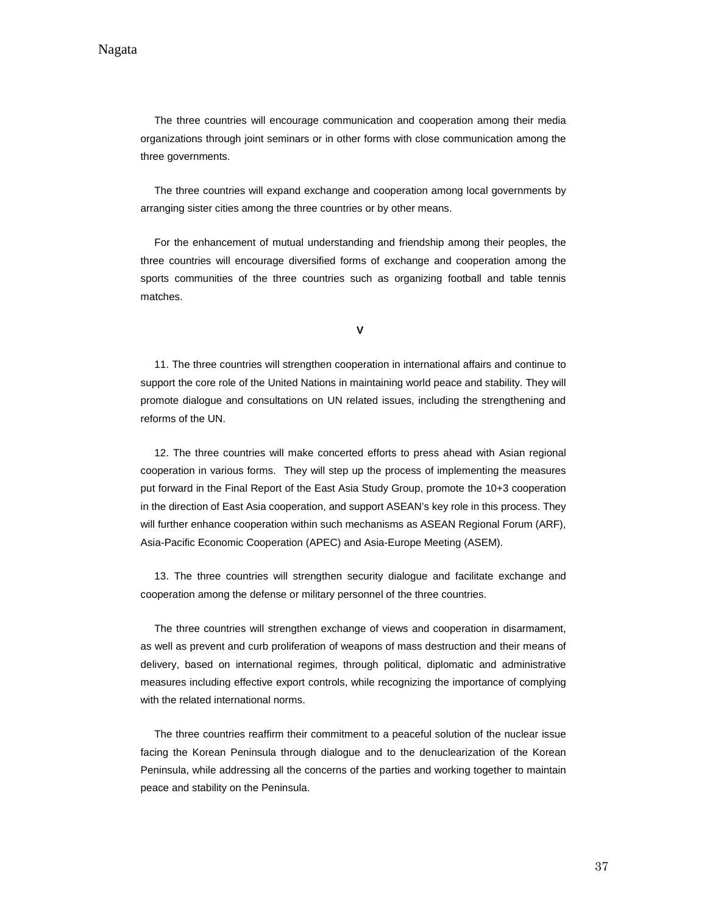The three countries will encourage communication and cooperation among their media organizations through joint seminars or in other forms with close communication among the three governments.

The three countries will expand exchange and cooperation among local governments by arranging sister cities among the three countries or by other means.

For the enhancement of mutual understanding and friendship among their peoples, the three countries will encourage diversified forms of exchange and cooperation among the sports communities of the three countries such as organizing football and table tennis matches.

**V**

11. The three countries will strengthen cooperation in international affairs and continue to support the core role of the United Nations in maintaining world peace and stability. They will promote dialogue and consultations on UN related issues, including the strengthening and reforms of the UN.

12. The three countries will make concerted efforts to press ahead with Asian regional cooperation in various forms. They will step up the process of implementing the measures put forward in the Final Report of the East Asia Study Group, promote the 10+3 cooperation in the direction of East Asia cooperation, and support ASEAN's key role in this process. They will further enhance cooperation within such mechanisms as ASEAN Regional Forum (ARF), Asia-Pacific Economic Cooperation (APEC) and Asia-Europe Meeting (ASEM).

13. The three countries will strengthen security dialogue and facilitate exchange and cooperation among the defense or military personnel of the three countries.

The three countries will strengthen exchange of views and cooperation in disarmament, as well as prevent and curb proliferation of weapons of mass destruction and their means of delivery, based on international regimes, through political, diplomatic and administrative measures including effective export controls, while recognizing the importance of complying with the related international norms.

The three countries reaffirm their commitment to a peaceful solution of the nuclear issue facing the Korean Peninsula through dialogue and to the denuclearization of the Korean Peninsula, while addressing all the concerns of the parties and working together to maintain peace and stability on the Peninsula.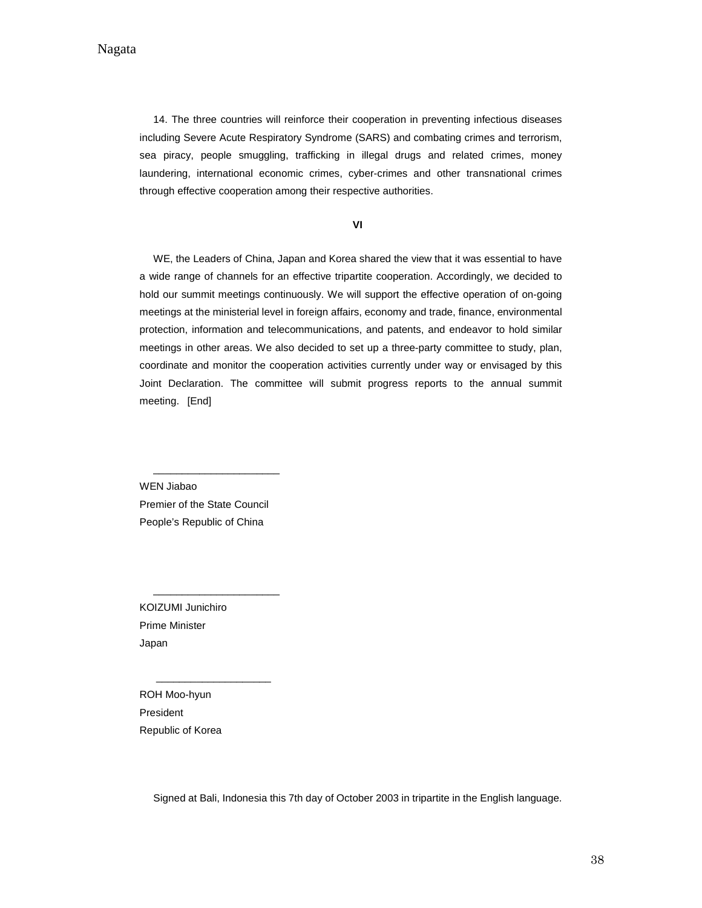14. The three countries will reinforce their cooperation in preventing infectious diseases including Severe Acute Respiratory Syndrome (SARS) and combating crimes and terrorism, sea piracy, people smuggling, trafficking in illegal drugs and related crimes, money laundering, international economic crimes, cyber-crimes and other transnational crimes through effective cooperation among their respective authorities.

**VI**

WE, the Leaders of China, Japan and Korea shared the view that it was essential to have a wide range of channels for an effective tripartite cooperation. Accordingly, we decided to hold our summit meetings continuously. We will support the effective operation of on-going meetings at the ministerial level in foreign affairs, economy and trade, finance, environmental protection, information and telecommunications, and patents, and endeavor to hold similar meetings in other areas. We also decided to set up a three-party committee to study, plan, coordinate and monitor the cooperation activities currently under way or envisaged by this Joint Declaration. The committee will submit progress reports to the annual summit meeting. [End]

______________________

WEN Jiabao
Premier of the State Council
People's Republic of China

______________________

KOIZUMI Junichiro
Prime Minister
Japan

____________________

ROH Moo-hyun
President
Republic of Korea

Signed at Bali, Indonesia this 7th day of October 2003 in tripartite in the English language.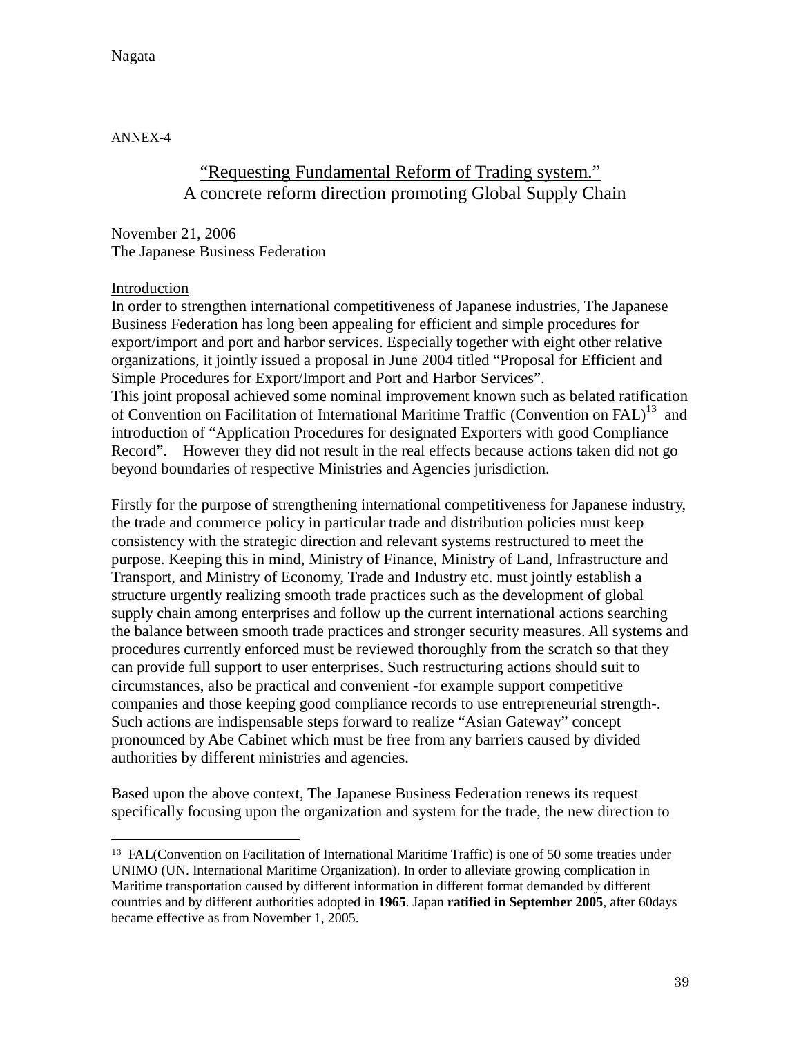ANNEX-4

## "Requesting Fundamental Reform of Trading system."
## A concrete reform direction promoting Global Supply Chain

November 21, 2006
The Japanese Business Federation

Introduction

In order to strengthen international competitiveness of Japanese industries, The Japanese Business Federation has long been appealing for efficient and simple procedures for export/import and port and harbor services. Especially together with eight other relative organizations, it jointly issued a proposal in June 2004 titled "Proposal for Efficient and Simple Procedures for Export/Import and Port and Harbor Services".
This joint proposal achieved some nominal improvement known such as belated ratification of Convention on Facilitation of International Maritime Traffic (Convention on FAL)[13] and introduction of "Application Procedures for designated Exporters with good Compliance Record". However they did not result in the real effects because actions taken did not go beyond boundaries of respective Ministries and Agencies jurisdiction.

Firstly for the purpose of strengthening international competitiveness for Japanese industry, the trade and commerce policy in particular trade and distribution policies must keep consistency with the strategic direction and relevant systems restructured to meet the purpose. Keeping this in mind, Ministry of Finance, Ministry of Land, Infrastructure and Transport, and Ministry of Economy, Trade and Industry etc. must jointly establish a structure urgently realizing smooth trade practices such as the development of global supply chain among enterprises and follow up the current international actions searching the balance between smooth trade practices and stronger security measures. All systems and procedures currently enforced must be reviewed thoroughly from the scratch so that they can provide full support to user enterprises. Such restructuring actions should suit to circumstances, also be practical and convenient -for example support competitive companies and those keeping good compliance records to use entrepreneurial strength-. Such actions are indispensable steps forward to realize "Asian Gateway" concept pronounced by Abe Cabinet which must be free from any barriers caused by divided authorities by different ministries and agencies.

Based upon the above context, The Japanese Business Federation renews its request specifically focusing upon the organization and system for the trade, the new direction to

---

[13] FAL(Convention on Facilitation of International Maritime Traffic) is one of 50 some treaties under UNIMO (UN. International Maritime Organization). In order to alleviate growing complication in Maritime transportation caused by different information in different format demanded by different countries and by different authorities adopted in **1965**. Japan **ratified in September 2005**, after 60days became effective as from November 1, 2005.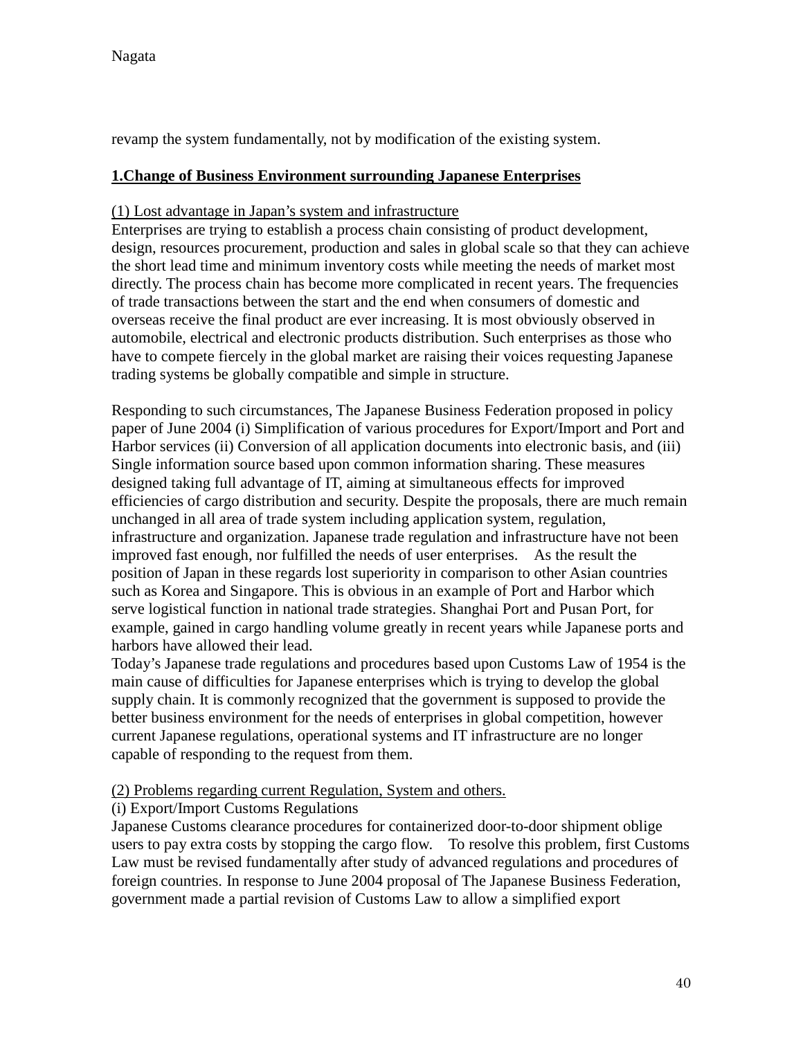revamp the system fundamentally, not by modification of the existing system.

## 1.Change of Business Environment surrounding Japanese Enterprises

(1) Lost advantage in Japan's system and infrastructure

Enterprises are trying to establish a process chain consisting of product development, design, resources procurement, production and sales in global scale so that they can achieve the short lead time and minimum inventory costs while meeting the needs of market most directly. The process chain has become more complicated in recent years. The frequencies of trade transactions between the start and the end when consumers of domestic and overseas receive the final product are ever increasing. It is most obviously observed in automobile, electrical and electronic products distribution. Such enterprises as those who have to compete fiercely in the global market are raising their voices requesting Japanese trading systems be globally compatible and simple in structure.

Responding to such circumstances, The Japanese Business Federation proposed in policy paper of June 2004 (i) Simplification of various procedures for Export/Import and Port and Harbor services (ii) Conversion of all application documents into electronic basis, and (iii) Single information source based upon common information sharing. These measures designed taking full advantage of IT, aiming at simultaneous effects for improved efficiencies of cargo distribution and security. Despite the proposals, there are much remain unchanged in all area of trade system including application system, regulation, infrastructure and organization. Japanese trade regulation and infrastructure have not been improved fast enough, nor fulfilled the needs of user enterprises. As the result the position of Japan in these regards lost superiority in comparison to other Asian countries such as Korea and Singapore. This is obvious in an example of Port and Harbor which serve logistical function in national trade strategies. Shanghai Port and Pusan Port, for example, gained in cargo handling volume greatly in recent years while Japanese ports and harbors have allowed their lead.

Today's Japanese trade regulations and procedures based upon Customs Law of 1954 is the main cause of difficulties for Japanese enterprises which is trying to develop the global supply chain. It is commonly recognized that the government is supposed to provide the better business environment for the needs of enterprises in global competition, however current Japanese regulations, operational systems and IT infrastructure are no longer capable of responding to the request from them.

(2) Problems regarding current Regulation, System and others.

(i) Export/Import Customs Regulations

Japanese Customs clearance procedures for containerized door-to-door shipment oblige users to pay extra costs by stopping the cargo flow. To resolve this problem, first Customs Law must be revised fundamentally after study of advanced regulations and procedures of foreign countries. In response to June 2004 proposal of The Japanese Business Federation, government made a partial revision of Customs Law to allow a simplified export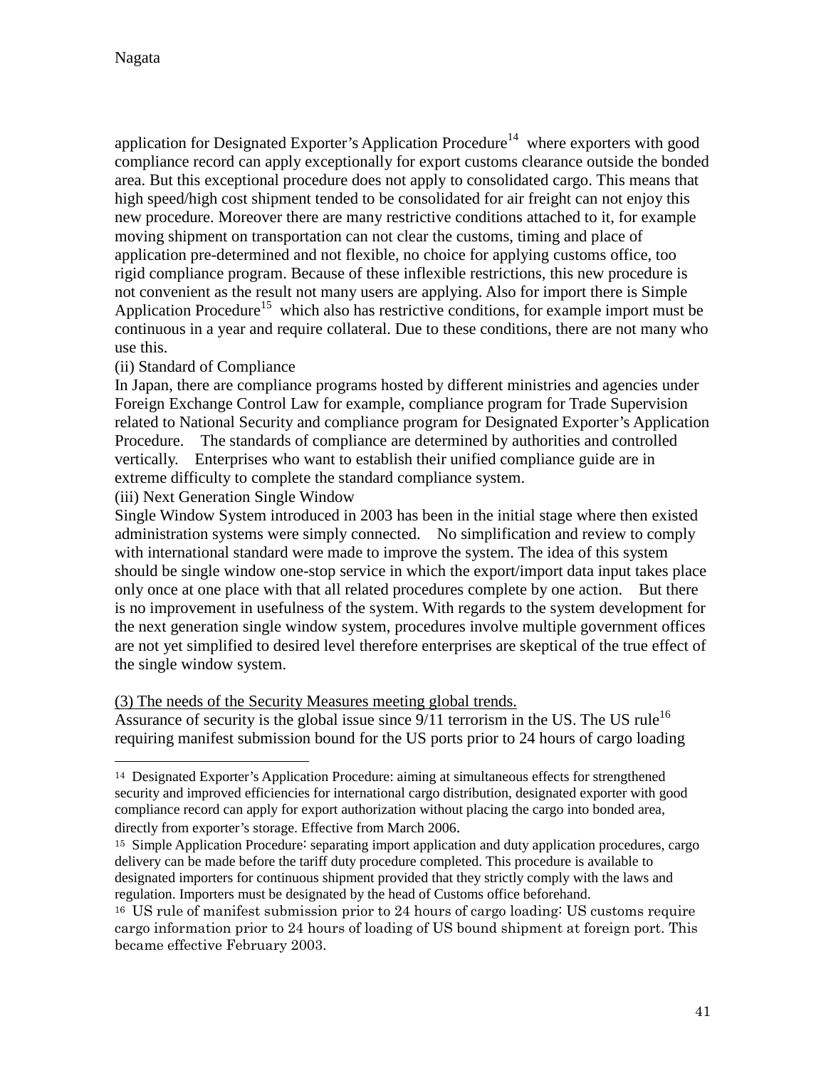application for Designated Exporter's Application Procedure[14] where exporters with good compliance record can apply exceptionally for export customs clearance outside the bonded area. But this exceptional procedure does not apply to consolidated cargo. This means that high speed/high cost shipment tended to be consolidated for air freight can not enjoy this new procedure. Moreover there are many restrictive conditions attached to it, for example moving shipment on transportation can not clear the customs, timing and place of application pre-determined and not flexible, no choice for applying customs office, too rigid compliance program. Because of these inflexible restrictions, this new procedure is not convenient as the result not many users are applying. Also for import there is Simple Application Procedure[15] which also has restrictive conditions, for example import must be continuous in a year and require collateral. Due to these conditions, there are not many who use this.

(ii) Standard of Compliance

In Japan, there are compliance programs hosted by different ministries and agencies under Foreign Exchange Control Law for example, compliance program for Trade Supervision related to National Security and compliance program for Designated Exporter's Application Procedure. The standards of compliance are determined by authorities and controlled vertically. Enterprises who want to establish their unified compliance guide are in extreme difficulty to complete the standard compliance system.

(iii) Next Generation Single Window

Single Window System introduced in 2003 has been in the initial stage where then existed administration systems were simply connected. No simplification and review to comply with international standard were made to improve the system. The idea of this system should be single window one-stop service in which the export/import data input takes place only once at one place with that all related procedures complete by one action. But there is no improvement in usefulness of the system. With regards to the system development for the next generation single window system, procedures involve multiple government offices are not yet simplified to desired level therefore enterprises are skeptical of the true effect of the single window system.

(3) The needs of the Security Measures meeting global trends.

Assurance of security is the global issue since 9/11 terrorism in the US. The US rule[16] requiring manifest submission bound for the US ports prior to 24 hours of cargo loading

---

[14] Designated Exporter's Application Procedure: aiming at simultaneous effects for strengthened security and improved efficiencies for international cargo distribution, designated exporter with good compliance record can apply for export authorization without placing the cargo into bonded area, directly from exporter's storage. Effective from March 2006.

[15] Simple Application Procedure: separating import application and duty application procedures, cargo delivery can be made before the tariff duty procedure completed. This procedure is available to designated importers for continuous shipment provided that they strictly comply with the laws and regulation. Importers must be designated by the head of Customs office beforehand.

[16] US rule of manifest submission prior to 24 hours of cargo loading: US customs require cargo information prior to 24 hours of loading of US bound shipment at foreign port. This became effective February 2003.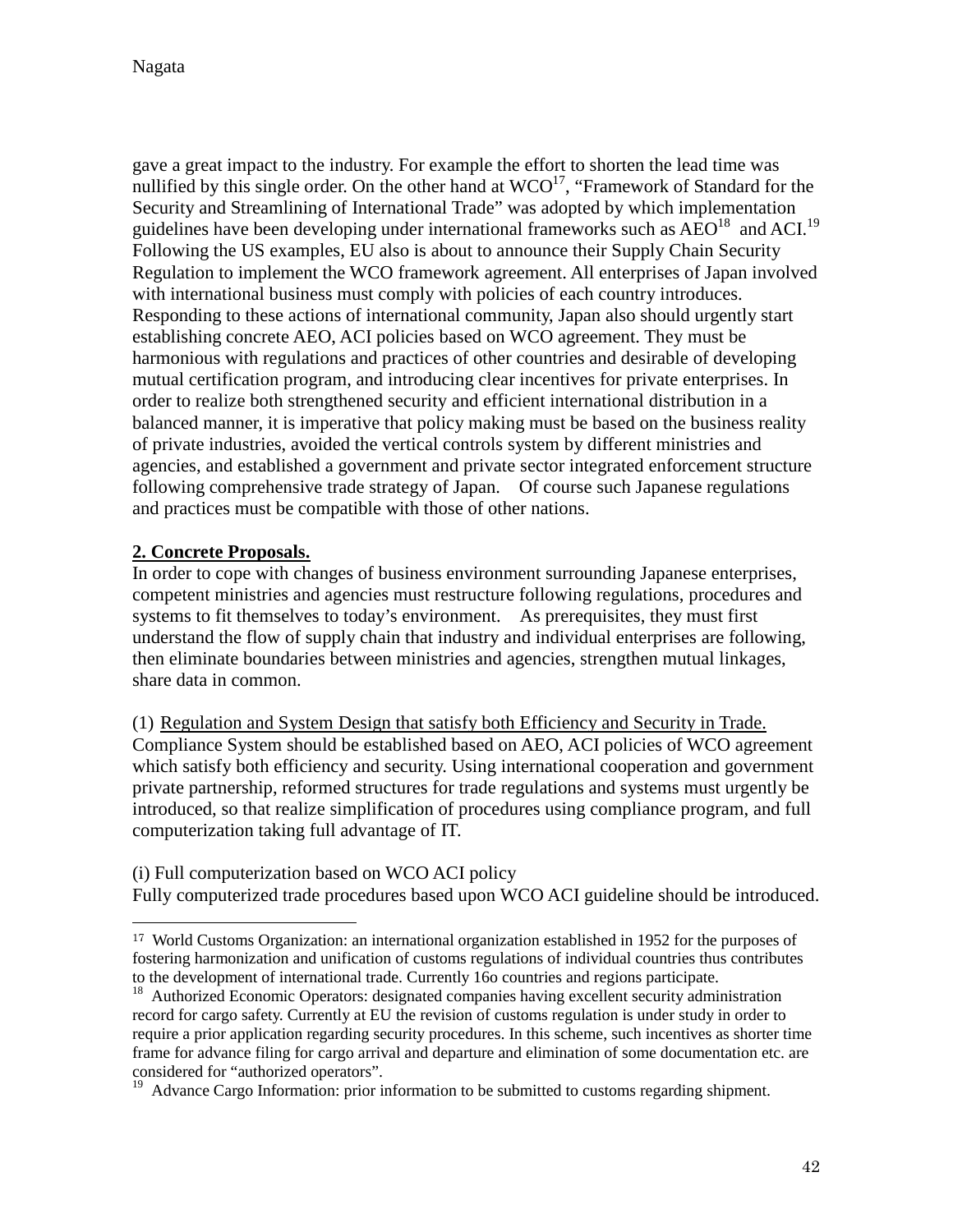gave a great impact to the industry. For example the effort to shorten the lead time was nullified by this single order. On the other hand at WCO[17], "Framework of Standard for the Security and Streamlining of International Trade" was adopted by which implementation guidelines have been developing under international frameworks such as AEO[18] and ACI.[19] Following the US examples, EU also is about to announce their Supply Chain Security Regulation to implement the WCO framework agreement. All enterprises of Japan involved with international business must comply with policies of each country introduces. Responding to these actions of international community, Japan also should urgently start establishing concrete AEO, ACI policies based on WCO agreement. They must be harmonious with regulations and practices of other countries and desirable of developing mutual certification program, and introducing clear incentives for private enterprises. In order to realize both strengthened security and efficient international distribution in a balanced manner, it is imperative that policy making must be based on the business reality of private industries, avoided the vertical controls system by different ministries and agencies, and established a government and private sector integrated enforcement structure following comprehensive trade strategy of Japan. Of course such Japanese regulations and practices must be compatible with those of other nations.

**2. Concrete Proposals.**

In order to cope with changes of business environment surrounding Japanese enterprises, competent ministries and agencies must restructure following regulations, procedures and systems to fit themselves to today's environment. As prerequisites, they must first understand the flow of supply chain that industry and individual enterprises are following, then eliminate boundaries between ministries and agencies, strengthen mutual linkages, share data in common.

(1) Regulation and System Design that satisfy both Efficiency and Security in Trade.

Compliance System should be established based on AEO, ACI policies of WCO agreement which satisfy both efficiency and security. Using international cooperation and government private partnership, reformed structures for trade regulations and systems must urgently be introduced, so that realize simplification of procedures using compliance program, and full computerization taking full advantage of IT.

(i) Full computerization based on WCO ACI policy

Fully computerized trade procedures based upon WCO ACI guideline should be introduced.

---

[17] World Customs Organization: an international organization established in 1952 for the purposes of fostering harmonization and unification of customs regulations of individual countries thus contributes to the development of international trade. Currently 16o countries and regions participate.

[18] Authorized Economic Operators: designated companies having excellent security administration record for cargo safety. Currently at EU the revision of customs regulation is under study in order to require a prior application regarding security procedures. In this scheme, such incentives as shorter time frame for advance filing for cargo arrival and departure and elimination of some documentation etc. are considered for "authorized operators".

[19] Advance Cargo Information: prior information to be submitted to customs regarding shipment.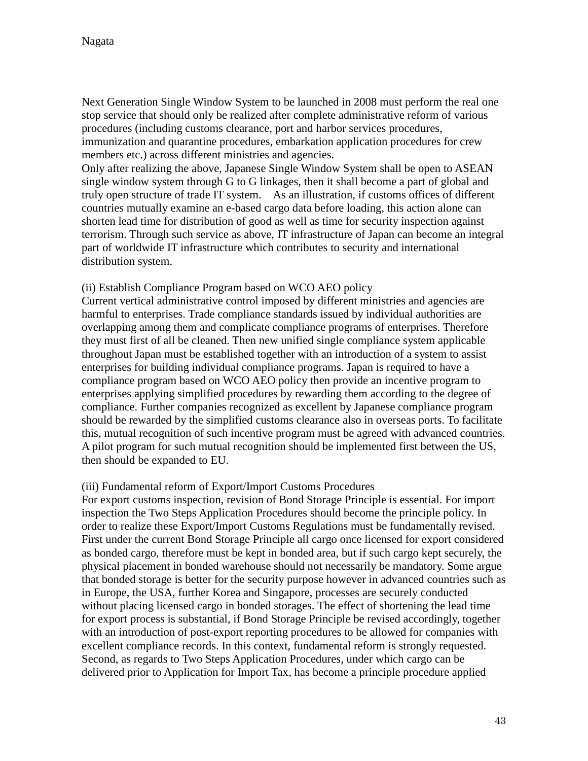Next Generation Single Window System to be launched in 2008 must perform the real one stop service that should only be realized after complete administrative reform of various procedures (including customs clearance, port and harbor services procedures, immunization and quarantine procedures, embarkation application procedures for crew members etc.) across different ministries and agencies.
Only after realizing the above, Japanese Single Window System shall be open to ASEAN single window system through G to G linkages, then it shall become a part of global and truly open structure of trade IT system. As an illustration, if customs offices of different countries mutually examine an e-based cargo data before loading, this action alone can shorten lead time for distribution of good as well as time for security inspection against terrorism. Through such service as above, IT infrastructure of Japan can become an integral part of worldwide IT infrastructure which contributes to security and international distribution system.

(ii) Establish Compliance Program based on WCO AEO policy
Current vertical administrative control imposed by different ministries and agencies are harmful to enterprises. Trade compliance standards issued by individual authorities are overlapping among them and complicate compliance programs of enterprises. Therefore they must first of all be cleaned. Then new unified single compliance system applicable throughout Japan must be established together with an introduction of a system to assist enterprises for building individual compliance programs. Japan is required to have a compliance program based on WCO AEO policy then provide an incentive program to enterprises applying simplified procedures by rewarding them according to the degree of compliance. Further companies recognized as excellent by Japanese compliance program should be rewarded by the simplified customs clearance also in overseas ports. To facilitate this, mutual recognition of such incentive program must be agreed with advanced countries. A pilot program for such mutual recognition should be implemented first between the US, then should be expanded to EU.

(iii) Fundamental reform of Export/Import Customs Procedures
For export customs inspection, revision of Bond Storage Principle is essential. For import inspection the Two Steps Application Procedures should become the principle policy. In order to realize these Export/Import Customs Regulations must be fundamentally revised. First under the current Bond Storage Principle all cargo once licensed for export considered as bonded cargo, therefore must be kept in bonded area, but if such cargo kept securely, the physical placement in bonded warehouse should not necessarily be mandatory. Some argue that bonded storage is better for the security purpose however in advanced countries such as in Europe, the USA, further Korea and Singapore, processes are securely conducted without placing licensed cargo in bonded storages. The effect of shortening the lead time for export process is substantial, if Bond Storage Principle be revised accordingly, together with an introduction of post-export reporting procedures to be allowed for companies with excellent compliance records. In this context, fundamental reform is strongly requested. Second, as regards to Two Steps Application Procedures, under which cargo can be delivered prior to Application for Import Tax, has become a principle procedure applied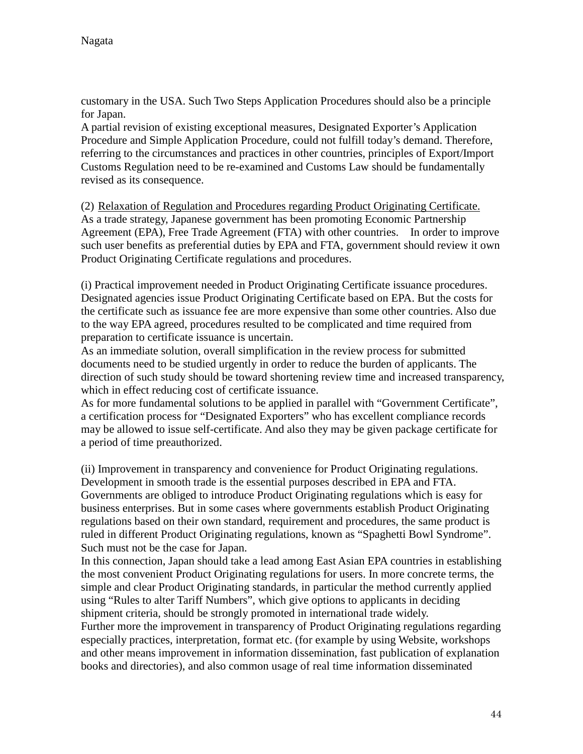customary in the USA. Such Two Steps Application Procedures should also be a principle for Japan.

A partial revision of existing exceptional measures, Designated Exporter's Application Procedure and Simple Application Procedure, could not fulfill today's demand. Therefore, referring to the circumstances and practices in other countries, principles of Export/Import Customs Regulation need to be re-examined and Customs Law should be fundamentally revised as its consequence.

(2) Relaxation of Regulation and Procedures regarding Product Originating Certificate.

As a trade strategy, Japanese government has been promoting Economic Partnership Agreement (EPA), Free Trade Agreement (FTA) with other countries. In order to improve such user benefits as preferential duties by EPA and FTA, government should review it own Product Originating Certificate regulations and procedures.

(i) Practical improvement needed in Product Originating Certificate issuance procedures.

Designated agencies issue Product Originating Certificate based on EPA. But the costs for the certificate such as issuance fee are more expensive than some other countries. Also due to the way EPA agreed, procedures resulted to be complicated and time required from preparation to certificate issuance is uncertain.

As an immediate solution, overall simplification in the review process for submitted documents need to be studied urgently in order to reduce the burden of applicants. The direction of such study should be toward shortening review time and increased transparency, which in effect reducing cost of certificate issuance.

As for more fundamental solutions to be applied in parallel with "Government Certificate", a certification process for "Designated Exporters" who has excellent compliance records may be allowed to issue self-certificate. And also they may be given package certificate for a period of time preauthorized.

(ii) Improvement in transparency and convenience for Product Originating regulations.

Development in smooth trade is the essential purposes described in EPA and FTA. Governments are obliged to introduce Product Originating regulations which is easy for business enterprises. But in some cases where governments establish Product Originating regulations based on their own standard, requirement and procedures, the same product is ruled in different Product Originating regulations, known as "Spaghetti Bowl Syndrome". Such must not be the case for Japan.

In this connection, Japan should take a lead among East Asian EPA countries in establishing the most convenient Product Originating regulations for users. In more concrete terms, the simple and clear Product Originating standards, in particular the method currently applied using "Rules to alter Tariff Numbers", which give options to applicants in deciding shipment criteria, should be strongly promoted in international trade widely.

Further more the improvement in transparency of Product Originating regulations regarding especially practices, interpretation, format etc. (for example by using Website, workshops and other means improvement in information dissemination, fast publication of explanation books and directories), and also common usage of real time information disseminated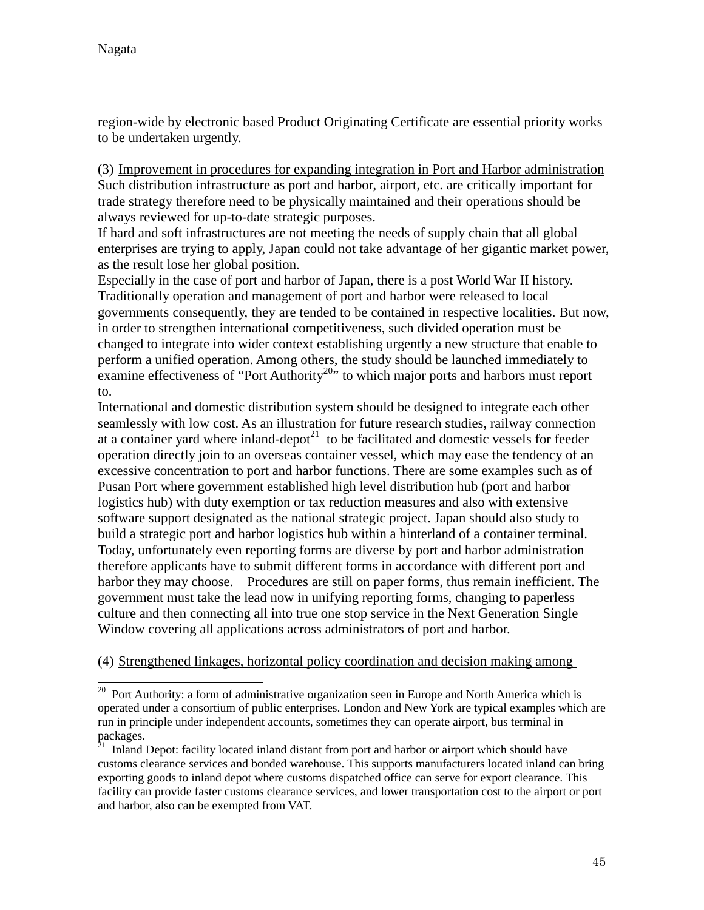region-wide by electronic based Product Originating Certificate are essential priority works to be undertaken urgently.

(3) Improvement in procedures for expanding integration in Port and Harbor administration

Such distribution infrastructure as port and harbor, airport, etc. are critically important for trade strategy therefore need to be physically maintained and their operations should be always reviewed for up-to-date strategic purposes.

If hard and soft infrastructures are not meeting the needs of supply chain that all global enterprises are trying to apply, Japan could not take advantage of her gigantic market power, as the result lose her global position.

Especially in the case of port and harbor of Japan, there is a post World War II history. Traditionally operation and management of port and harbor were released to local governments consequently, they are tended to be contained in respective localities. But now, in order to strengthen international competitiveness, such divided operation must be changed to integrate into wider context establishing urgently a new structure that enable to perform a unified operation. Among others, the study should be launched immediately to examine effectiveness of "Port Authority[20]" to which major ports and harbors must report to.

International and domestic distribution system should be designed to integrate each other seamlessly with low cost. As an illustration for future research studies, railway connection at a container yard where inland-depot[21] to be facilitated and domestic vessels for feeder operation directly join to an overseas container vessel, which may ease the tendency of an excessive concentration to port and harbor functions. There are some examples such as of Pusan Port where government established high level distribution hub (port and harbor logistics hub) with duty exemption or tax reduction measures and also with extensive software support designated as the national strategic project. Japan should also study to build a strategic port and harbor logistics hub within a hinterland of a container terminal. Today, unfortunately even reporting forms are diverse by port and harbor administration therefore applicants have to submit different forms in accordance with different port and harbor they may choose. Procedures are still on paper forms, thus remain inefficient. The government must take the lead now in unifying reporting forms, changing to paperless culture and then connecting all into true one stop service in the Next Generation Single Window covering all applications across administrators of port and harbor.

(4) Strengthened linkages, horizontal policy coordination and decision making among

---

[20] Port Authority: a form of administrative organization seen in Europe and North America which is operated under a consortium of public enterprises. London and New York are typical examples which are run in principle under independent accounts, sometimes they can operate airport, bus terminal in packages.

[21] Inland Depot: facility located inland distant from port and harbor or airport which should have customs clearance services and bonded warehouse. This supports manufacturers located inland can bring exporting goods to inland depot where customs dispatched office can serve for export clearance. This facility can provide faster customs clearance services, and lower transportation cost to the airport or port and harbor, also can be exempted from VAT.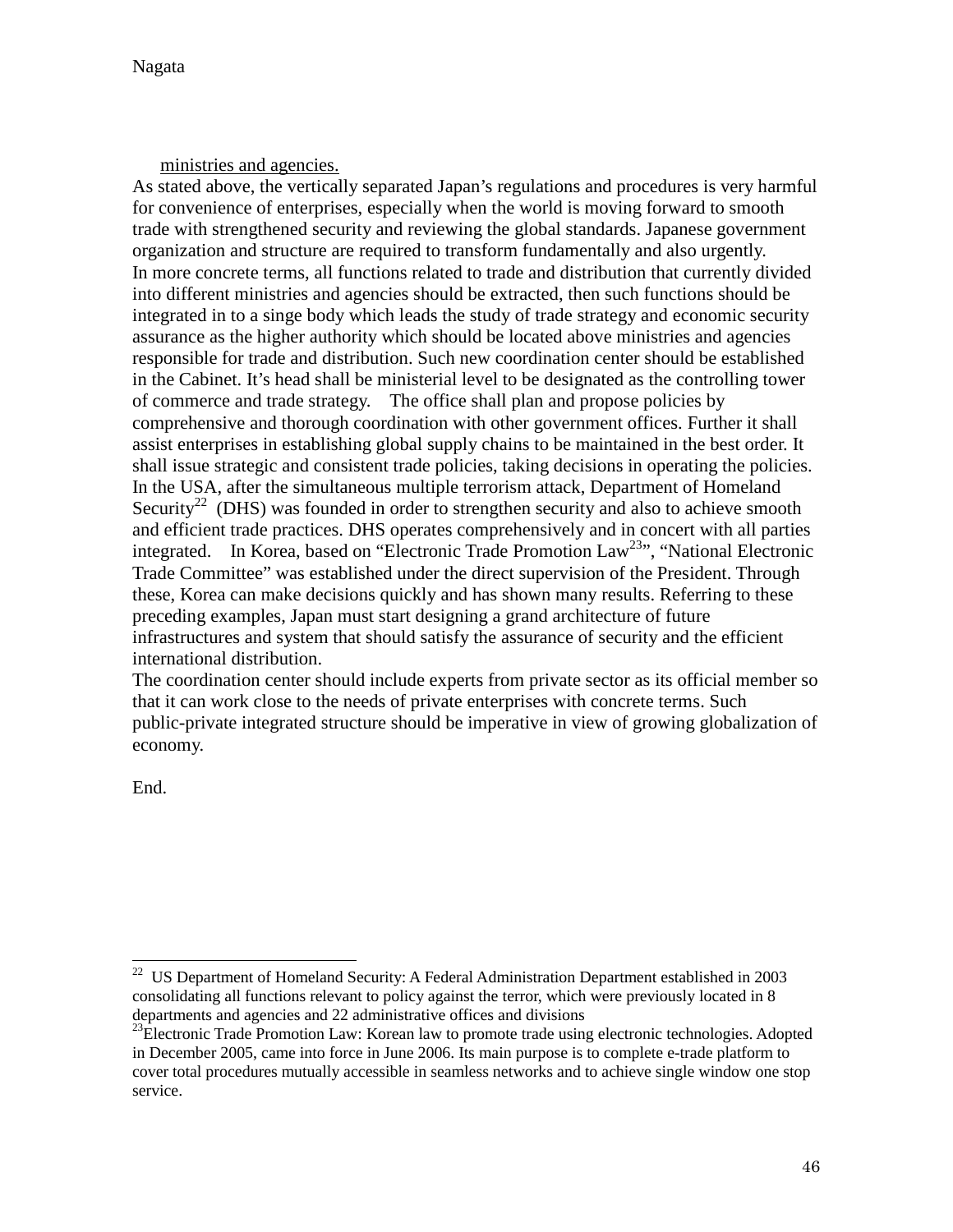<u>ministries and agencies.</u>

As stated above, the vertically separated Japan's regulations and procedures is very harmful for convenience of enterprises, especially when the world is moving forward to smooth trade with strengthened security and reviewing the global standards. Japanese government organization and structure are required to transform fundamentally and also urgently.

In more concrete terms, all functions related to trade and distribution that currently divided into different ministries and agencies should be extracted, then such functions should be integrated in to a singe body which leads the study of trade strategy and economic security assurance as the higher authority which should be located above ministries and agencies responsible for trade and distribution. Such new coordination center should be established in the Cabinet. It's head shall be ministerial level to be designated as the controlling tower of commerce and trade strategy. The office shall plan and propose policies by comprehensive and thorough coordination with other government offices. Further it shall assist enterprises in establishing global supply chains to be maintained in the best order. It shall issue strategic and consistent trade policies, taking decisions in operating the policies.

In the USA, after the simultaneous multiple terrorism attack, Department of Homeland Security[22] (DHS) was founded in order to strengthen security and also to achieve smooth and efficient trade practices. DHS operates comprehensively and in concert with all parties integrated. In Korea, based on "Electronic Trade Promotion Law[23]", "National Electronic Trade Committee" was established under the direct supervision of the President. Through these, Korea can make decisions quickly and has shown many results. Referring to these preceding examples, Japan must start designing a grand architecture of future infrastructures and system that should satisfy the assurance of security and the efficient international distribution.

The coordination center should include experts from private sector as its official member so that it can work close to the needs of private enterprises with concrete terms. Such public-private integrated structure should be imperative in view of growing globalization of economy.

End.

---

[22] US Department of Homeland Security: A Federal Administration Department established in 2003 consolidating all functions relevant to policy against the terror, which were previously located in 8 departments and agencies and 22 administrative offices and divisions

[23] Electronic Trade Promotion Law: Korean law to promote trade using electronic technologies. Adopted in December 2005, came into force in June 2006. Its main purpose is to complete e-trade platform to cover total procedures mutually accessible in seamless networks and to achieve single window one stop service.